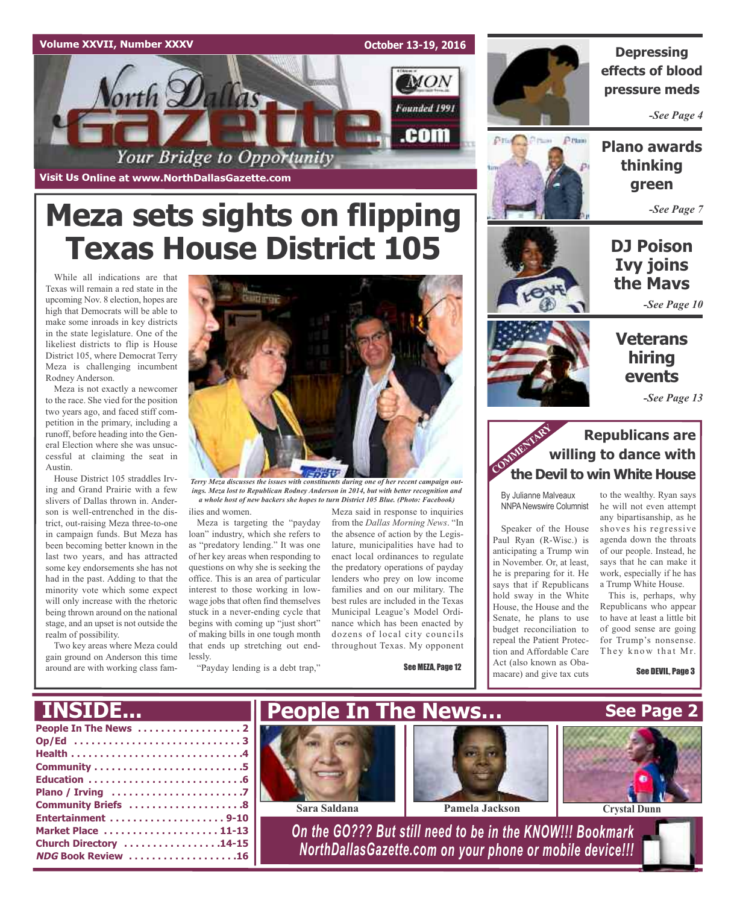Volume XXVII, Number XXXV

October 13-19, 2016

North Dallas Gazette .com

Founded 1991

*Your Bridge to Opportunity*

Visit Us Online at www.NorthDallasGazette.com

# Meza sets sights on flipping Texas House District 105

While all indications are that Texas will remain a red state in the upcoming Nov. 8 election, hopes are high that Democrats will be able to make some inroads in key districts in the state legislature. One of the likeliest districts to flip is House District 105, where Democrat Terry Meza is challenging incumbent Rodney Anderson.

Meza is not exactly a newcomer to the race. She vied for the position two years ago, and faced stiff competition in the primary, including a runoff, before heading into the General Election where she was unsuccessful at claiming the seat in Austin.

House District 105 straddles Irving and Grand Prairie with a few slivers of Dallas thrown in. Anderson is well-entrenched in the district, out-raising Meza three-to-one in campaign funds. But Meza has been becoming better known in the last two years, and has attracted some key endorsements she has not had in the past. Adding to that the minority vote which some expect will only increase with the rhetoric being thrown around on the national stage, and an upset is not outside the realm of possibility.

Two key areas where Meza could gain ground on Anderson this time around are with working class families and women.

*Terry Meza discusses the issues with constituents during one of her recent campaign outings. Meza lost to Republican Rodney Anderson in 2014, but with better recognition and a whole host of new backers she hopes to turn District 105 Blue. (Photo: Facebook)*

Meza is targeting the "payday loan" industry, which she refers to as "predatory lending." It was one of her key areas when responding to questions on why she is seeking the office. This is an area of particular interest to those working in low-wage jobs that often find themselves stuck in a never-ending cycle that begins with coming up "just short" of making bills in one tough month that ends up stretching out endlessly.

"Payday lending is a debt trap," Meza said in response to inquiries from the *Dallas Morning News*. "In the absence of action by the Legislature, municipalities have had to enact local ordinances to regulate the predatory operations of payday lenders who prey on low income families and on our military. The best rules are included in the Texas Municipal League's Model Ordinance which has been enacted by dozens of local city councils throughout Texas. My opponent

See MEZA, Page 12

## Depressing effects of blood pressure meds

*-See Page 4*

## Plano awards thinking green

*-See Page 7*

## DJ Poison Ivy joins the Mavs

*-See Page 10*

## Veterans hiring events

*-See Page 13*

COMMENTARY

## Republicans are willing to dance with the Devil to win White House

By Julianne Malveaux
NNPA Newswire Columnist

Speaker of the House Paul Ryan (R-Wisc.) is anticipating a Trump win in November. Or, at least, he is preparing for it. He says that if Republicans hold sway in the White House, the House and the Senate, he plans to use budget reconciliation to repeal the Patient Protection and Affordable Care Act (also known as Obamacare) and give tax cuts to the wealthy. Ryan says he will not even attempt any bipartisanship, as he shoves his regressive agenda down the throats of our people. Instead, he says that he can make it work, especially if he has a Trump White House.

This is, perhaps, why Republicans who appear to have at least a little bit of good sense are going for Trump's nonsense. They know that Mr.

See DEVIL, Page 3

## INSIDE...

- People In The News .................. 2
- Op/Ed .............................. 3
- Health ............................. 4
- Community .......................... 5
- Education .......................... 6
- Plano / Irving ..................... 7
- Community Briefs ................... 8
- Entertainment ................... 9-10
- Market Place ................... 11-13
- Church Directory ............... 14-15
- *NDG* Book Review ................. 16

## People In The News... See Page 2

Sara Saldana

Pamela Jackson

Crystal Dunn

*On the GO??? But still need to be in the KNOW!!! Bookmark NorthDallasGazette.com on your phone or mobile device!!!*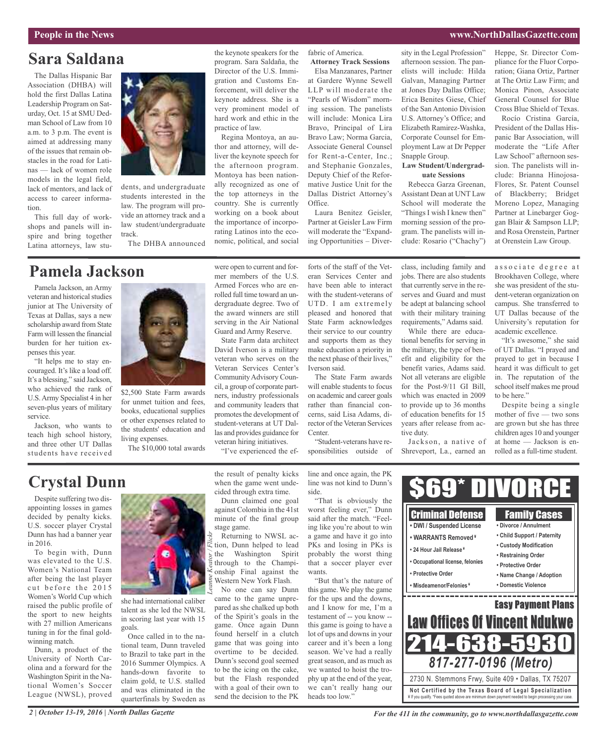## Sara Saldana

The Dallas Hispanic Bar Association (DHBA) will hold the first Dallas Latina Leadership Program on Saturday, Oct. 15 at SMU Dedman School of Law from 10 a.m. to 3 p.m. The event is aimed at addressing many of the issues that remain obstacles in the road for Latinas — lack of women role models in the legal field, lack of mentors, and lack of access to career information.

This full day of workshops and panels will inspire and bring together Latina attorneys, law students, and undergraduate students interested in the law. The program will provide an attorney track and a law student/undergraduate track.

The DHBA announced the keynote speakers for the program. Sara Saldaña, the Director of the U.S. Immigration and Customs Enforcement, will deliver the keynote address. She is a very prominent model of hard work and ethic in the practice of law.

Regina Montoya, an author and attorney, will deliver the keynote speech for the afternoon program. Montoya has been nationally recognized as one of the top attorneys in the country. She is currently working on a book about the importance of incorporating Latinos into the economic, political, and social fabric of America.

**Attorney Track Sessions**

Elsa Manzanares, Partner at Gardere Wynne Sewell LLP will moderate the "Pearls of Wisdom" morning session. The panelists will include: Monica Lira Bravo, Principal of Lira Bravo Law; Norma Garcia, Associate General Counsel for Rent-a-Center, Inc.; and Stephanie Gonzales, Deputy Chief of the Reformative Justice Unit for the Dallas District Attorney's Office.

Laura Benitez Geisler, Partner at Geisler Law Firm will moderate the "Expanding Opportunities – Diversity in the Legal Profession" afternoon session. The panelists will include: Hilda Galvan, Managing Partner at Jones Day Dallas Office; Erica Benites Giese, Chief of the San Antonio Division U.S. Attorney's Office; and Elizabeth Ramirez-Washka, Corporate Counsel for Employment Law at Dr Pepper Snapple Group.

**Law Student/Undergraduate Sessions**

Rebecca Garza Greenan, Assistant Dean at UNT Law School will moderate the "Things I wish I knew then" morning session of the program. The panelists will include: Rosario ("Chachy") Heppe, Sr. Director Compliance for the Fluor Corporation; Giana Ortiz, Partner at The Ortiz Law Firm; and Monica Pinon, Associate General Counsel for Blue Cross Blue Shield of Texas.

Rocío Cristina García, President of the Dallas Hispanic Bar Association, will moderate the "Life After Law School" afternoon session. The panelists will include: Brianna Hinojosa-Flores, Sr. Patent Counsel of Blackberry; Bridget Moreno Lopez, Managing Partner at Linebarger Goggan Blair & Sampson LLP; and Rosa Orenstein, Partner at Orenstein Law Group.

## Pamela Jackson

Pamela Jackson, an Army veteran and historical studies junior at The University of Texas at Dallas, says a new scholarship award from State Farm will lessen the financial burden for her tuition expenses this year.

"It helps me to stay encouraged. It's like a load off. It's a blessing," said Jackson, who achieved the rank of U.S. Army Specialist 4 in her seven-plus years of military service.

Jackson, who wants to teach high school history, and three other UT Dallas students have received $2,500 State Farm awards for unmet tuition and fees, books, educational supplies or other expenses related to the students' education and living expenses.

The $10,000 total awards were open to current and former members of the U.S. Armed Forces who are enrolled full time toward an undergraduate degree. Two of the award winners are still serving in the Air National Guard and Army Reserve.

State Farm data architect David Iverson is a military veteran who serves on the Veteran Services Center's Community Advisory Council, a group of corporate partners, industry professionals and community leaders that promotes the development of student-veterans at UT Dallas and provides guidance for veteran hiring initiatives.

"I've experienced the efforts of the staff of the Veteran Services Center and have been able to interact with the student-veterans of UTD. I am extremely pleased and honored that State Farm acknowledges their service to our country and supports them as they make education a priority in the next phase of their lives," Iverson said.

The State Farm awards will enable students to focus on academic and career goals rather than financial concerns, said Lisa Adams, director of the Veteran Services Center.

"Student-veterans have responsibilities outside of class, including family and jobs. There are also students that currently serve in the reserves and Guard and must be adept at balancing school with their military training requirements," Adams said.

While there are educational benefits for serving in the military, the type of benefit and eligibility for the benefit varies, Adams said. Not all veterans are eligible for the Post-9/11 GI Bill, which was enacted in 2009 to provide up to 36 months of education benefits for 15 years after release from active duty.

Jackson, a native of Shreveport, La., earned an associate degree at Brookhaven College, where she was president of the student-veteran organization on campus. She transferred to UT Dallas because of the University's reputation for academic excellence.

"It's awesome," she said of UT Dallas. "I prayed and prayed to get in because I heard it was difficult to get in. The reputation of the school itself makes me proud to be here."

Despite being a single mother of five — two sons are grown but she has three children ages 10 and younger at home — Jackson is enrolled as a full-time student.

## Crystal Dunn

Despite suffering two disappointing losses in games decided by penalty kicks. U.S. soccer player Crystal Dunn has had a banner year in 2016.

To begin with, Dunn was elevated to the U.S. Women's National Team after being the last player cut before the 2015 Women's World Cup which raised the public profile of the sport to new heights with 27 million Americans tuning in for the final gold-winning match.

Dunn, a product of the University of North Carolina and a forward for the Washington Spirit in the National Women's Soccer League (NWSL), proved she had international caliber talent as she led the NWSL in scoring last year with 15 goals.

Leanne Keator / Flickr

Once called in to the national team, Dunn traveled to Brazil to take part in the 2016 Summer Olympics. A hands-down favorite to claim gold, te U.S. stalled and was eliminated in the quarterfinals by Sweden as the result of penalty kicks when the game went undecided through extra time.

Dunn claimed one goal against Colombia in the 41st minute of the final group stage game.

Returning to NWSL action, Dunn helped to lead the Washington Spirit through to the Championship Final against the Western New York Flash.

No one can say Dunn came to the game unprepared as she chalked up both of the Spirit's goals in the game. Once again Dunn found herself in a clutch game that was going into overtime to be decided. Dunn's second goal seemed to be the icing on the cake, but the Flash responded with a goal of their own to send the decision to the PK line and once again, the PK line was not kind to Dunn's side.

"That is obviously the worst feeling ever," Dunn said after the match. "Feeling like you're about to win a game and have it go into PKs and losing in PKs is probably the worst thing that a soccer player ever wants.

"But that's the nature of this game. We play the game for the ups and the downs, and I know for me, I'm a testament of -- you know -- this game is going to have a lot of ups and downs in your career and it's been a long season. We've had a really great season, and as much as we wanted to hoist the trophy up at the end of the year, we can't really hang our heads too low."

---

# $69* DIVORCE

**Criminal Defense**
- DWI / Suspended License
- WARRANTS Removed ¥
- 24 Hour Jail Release ¥
- Occupational license, felonies
- Protective Order
- Misdeameanor/Felonies ¥

**Family Cases**
- Divorce / Annulment
- Child Support / Paternity
- Custody Modification
- Restraining Order
- Protective Order
- Name Change / Adoption
- Domestic Violence

**Easy Payment Plans**

**Law Offices Of Vincent Ndukwe**

**214-638-5930**

**817-277-0196 (Metro)**

2730 N. Stemmons Frwy, Suite 409 • Dallas, TX 75207

**Not Certified by the Texas Board of Legal Specialization**

¥ If you qualify. *Fees quoted above are minimum down payment needed to begin processing your case.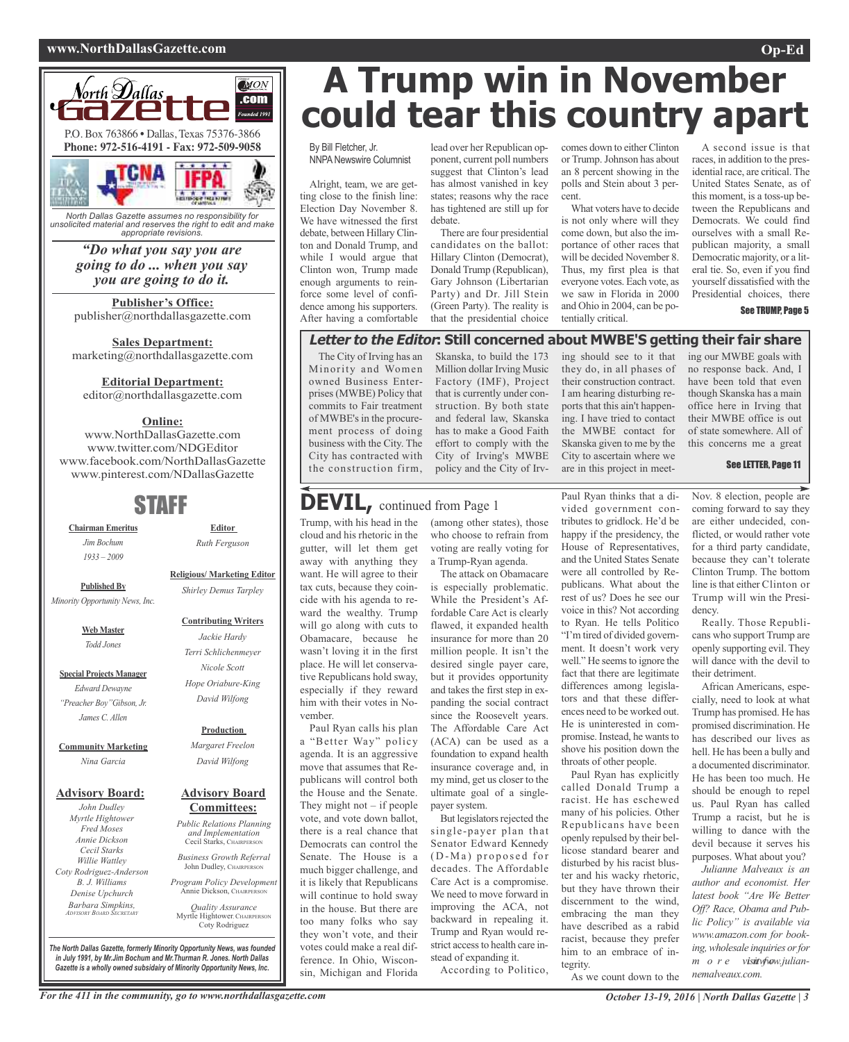# A Trump win in November could tear this country apart

By Bill Fletcher, Jr.
NNPA Newswire Columnist

Alright, team, we are getting close to the finish line: Election Day November 8. We have witnessed the first debate, between Hillary Clinton and Donald Trump, and while I would argue that Clinton won, Trump made enough arguments to reinforce some level of confidence among his supporters. After having a comfortable lead over her Republican opponent, current poll numbers suggest that Clinton's lead has almost vanished in key states; reasons why the race has tightened are still up for debate.

There are four presidential candidates on the ballot: Hillary Clinton (Democrat), Donald Trump (Republican), Gary Johnson (Libertarian Party) and Dr. Jill Stein (Green Party). The reality is that the presidential choice comes down to either Clinton or Trump. Johnson has about an 8 percent showing in the polls and Stein about 3 percent.

What voters have to decide is not only where will they come down, but also the importance of other races that will be decided November 8. Thus, my first plea is that everyone votes. Each vote, as we saw in Florida in 2000 and Ohio in 2004, can be potentially critical.

A second issue is that races, in addition to the presidential race, are critical. The United States Senate, as of this moment, is a toss-up between the Republicans and Democrats. We could find ourselves with a small Republican majority, a small Democratic majority, or a literal tie. So, even if you find yourself dissatisfied with the Presidential choices, there

See TRUMP, Page 5

## *Letter to the Editor*: Still concerned about MWBE'S getting their fair share

The City of Irving has an Minority and Women owned Business Enterprises (MWBE) Policy that commits to Fair treatment of MWBE's in the procurement process of doing business with the City. The City has contracted with the construction firm, Skanska, to build the 173 Million dollar Irving Music Factory (IMF), Project that is currently under construction. By both state and federal law, Skanska has to make a Good Faith effort to comply with the City of Irving's MWBE policy and the City of Irving should see to it that they do, in all phases of their construction contract. I am hearing disturbing reports that this ain't happening. I have tried to contact the MWBE contact for Skanska given to me by the City to ascertain where we are in this project in meeting our MWBE goals with no response back. And, I have been told that even though Skanska has a main office here in Irving that their MWBE office is out of state somewhere. All of this concerns me a great

See LETTER, Page 11

## DEVIL, continued from Page 1

Trump, with his head in the cloud and his rhetoric in the gutter, will let them get away with anything they want. He will agree to their tax cuts, because they coincide with his agenda to reward the wealthy. Trump will go along with cuts to Obamacare, because he wasn't loving it in the first place. He will let conservative Republicans hold sway, especially if they reward him with their votes in November.

Paul Ryan calls his plan a "Better Way" policy agenda. It is an aggressive move that assumes that Republicans will control both the House and the Senate. They might not – if people vote, and vote down ballot, there is a real chance that Democrats can control the Senate. The House is a much bigger challenge, and it is likely that Republicans will continue to hold sway in the house. But there are too many folks who say they won't vote, and their votes could make a real difference. In Ohio, Wisconsin, Michigan and Florida (among other states), those who choose to refrain from voting are really voting for a Trump-Ryan agenda.

The attack on Obamacare is especially problematic. While the President's Affordable Care Act is clearly flawed, it expanded health insurance for more than 20 million people. It isn't the desired single payer care, but it provides opportunity and takes the first step in expanding the social contract since the Roosevelt years. The Affordable Care Act (ACA) can be used as a foundation to expand health insurance coverage and, in my mind, get us closer to the ultimate goal of a single-payer system.

But legislators rejected the single-payer plan that Senator Edward Kennedy (D-Ma) proposed for decades. The Affordable Care Act is a compromise. We need to move forward in improving the ACA, not backward in repealing it. Trump and Ryan would restrict access to health care instead of expanding it.

According to Politico, Paul Ryan thinks that a divided government contributes to gridlock. He'd be happy if the presidency, the House of Representatives, and the United States Senate were all controlled by Republicans. What about the rest of us? Does he see our voice in this? Not according to Ryan. He tells Politico "I'm tired of divided government. It doesn't work very well." He seems to ignore the fact that there are legitimate differences among legislators and that these differences need to be worked out. He is uninterested in compromise. Instead, he wants to shove his position down the throats of other people.

Paul Ryan has explicitly called Donald Trump a racist. He has eschewed many of his policies. Other Republicans have been openly repulsed by their bellicose standard bearer and disturbed by his racist bluster and his wacky rhetoric, but they have thrown their discernment to the wind, embracing the man they have described as a rabid racist, because they prefer him to an embrace of integrity.

As we count down to the Nov. 8 election, people are coming forward to say they are either undecided, conflicted, or would rather vote for a third party candidate, because they can't tolerate Clinton Trump. The bottom line is that either Clinton or Trump will win the Presidency.

Really. Those Republicans who support Trump are openly supporting evil. They will dance with the devil to their detriment.

African Americans, especially, need to look at what Trump has promised. He has promised discrimination. He has described our lives as hell. He has been a bully and a documented discriminator. He has been too much. He should be enough to repel us. Paul Ryan has called Trump a racist, but he is willing to dance with the devil because it serves his purposes. What about you?

*Julianne Malveaux is an author and economist. Her latest book "Are We Better Off? Race, Obama and Public Policy" is available via www.amazon.com for booking, wholesale inquiries or for more visit www.juliannemalveaux.com.*

---

**North Dallas Gazette**
P.O. Box 763866 • Dallas, Texas 75376-3866
**Phone: 972-516-4191 - Fax: 972-509-9058**

*North Dallas Gazette assumes no responsibility for unsolicited material and reserves the right to edit and make appropriate revisions.*

***"Do what you say you are going to do ... when you say you are going to do it.***

**Publisher's Office:**
publisher@northdallasgazette.com

**Sales Department:**
marketing@northdallasgazette.com

**Editorial Department:**
editor@northdallasgazette.com

**Online:**
www.NorthDallasGazette.com
www.twitter.com/NDGEditor
www.facebook.com/NorthDallasGazette
www.pinterest.com/NDallasGazette

## STAFF

**Chairman Emeritus**
*Jim Bochum*
*1933 – 2009*

**Published By**
*Minority Opportunity News, Inc.*

**Web Master**
*Todd Jones*

**Special Projects Manager**
*Edward Dewayne "Preacher Boy" Gibson, Jr.*
*James C. Allen*

**Community Marketing**
*Nina Garcia*

**Advisory Board:**
*John Dudley*
*Myrtle Hightower*
*Fred Moses*
*Annie Dickson*
*Cecil Starks*
*Willie Wattley*
*Coty Rodriguez-Anderson*
*B. J. Williams*
*Denise Upchurch*
*Barbara Simpkins,* ADVISORY BOARD SECRETARY

**Editor**
*Ruth Ferguson*

**Religious/ Marketing Editor**
*Shirley Demus Tarpley*

**Contributing Writers**
*Jackie Hardy*
*Terri Schlichenmeyer*
*Nicole Scott*
*Hope Oriabure-King*
*David Wilfong*

**Production**
*Margaret Freelon*
*David Wilfong*

**Advisory Board Committees:**
*Public Relations Planning and Implementation*
Cecil Starks, CHAIRPERSON

*Business Growth Referral*
John Dudley, CHAIRPERSON

*Program Policy Development*
Annie Dickson, CHAIRPERSON

*Quality Assurance*
Myrtle Hightower, CHAIRPERSON
Coty Rodriguez

*The North Dallas Gazette, formerly Minority Opportunity News, was founded in July 1991, by Mr.Jim Bochum and Mr.Thurman R. Jones. North Dallas Gazette is a wholly owned subsidairy of Minority Opportunity News, Inc.*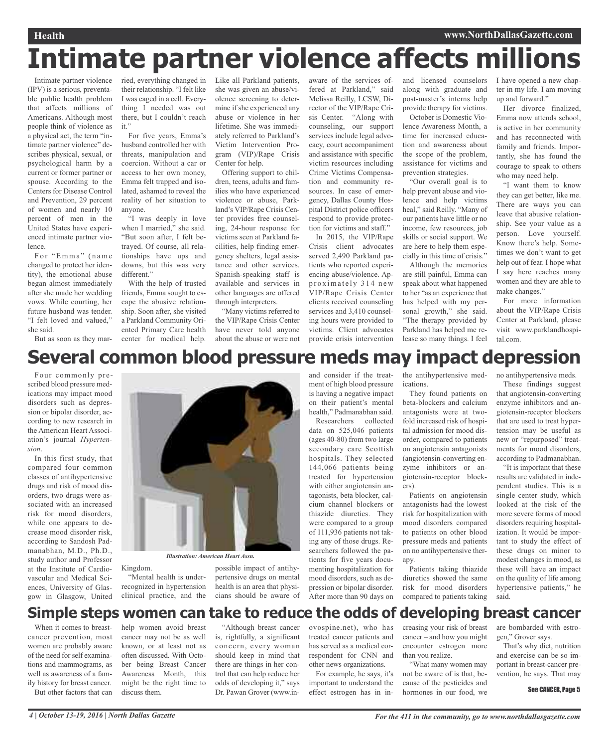# Intimate partner violence affects millions

Intimate partner violence (IPV) is a serious, preventable public health problem that affects millions of Americans. Although most people think of violence as a physical act, the term "intimate partner violence" describes physical, sexual, or psychological harm by a current or former partner or spouse. According to the Centers for Disease Control and Prevention, 29 percent of women and nearly 10 percent of men in the United States have experienced intimate partner violence.

For "Emma" (name changed to protect her identity), the emotional abuse began almost immediately after she made her wedding vows. While courting, her future husband was tender. "I felt loved and valued," she said.

But as soon as they married, everything changed in their relationship. "I felt like I was caged in a cell. Everything I needed was out there, but I couldn't reach it."

For five years, Emma's husband controlled her with threats, manipulation and coercion. Without a car or access to her own money, Emma felt trapped and isolated, ashamed to reveal the reality of her situation to anyone.

"I was deeply in love when I married," she said. "But soon after, I felt betrayed. Of course, all relationships have ups and downs, but this was very different."

With the help of trusted friends, Emma sought to escape the abusive relationship. Soon after, she visited a Parkland Community Oriented Primary Care health center for medical help. Like all Parkland patients, she was given an abuse/violence screening to determine if she experienced any abuse or violence in her lifetime. She was immediately referred to Parkland's Victim Intervention Program (VIP)/Rape Crisis Center for help.

Offering support to children, teens, adults and families who have experienced violence or abuse, Parkland's VIP/Rape Crisis Center provides free counseling, 24-hour response for victims seen at Parkland facilities, help finding emergency shelters, legal assistance and other services. Spanish-speaking staff is available and services in other languages are offered through interpreters.

"Many victims referred to the VIP/Rape Crisis Center have never told anyone about the abuse or were not aware of the services offered at Parkland," said Melissa Reilly, LCSW, Director of the VIP/Rape Crisis Center. "Along with counseling, our support services include legal advocacy, court accompaniment and assistance with specific victim resources including Crime Victims Compensation and community resources. In case of emergency, Dallas County Hospital District police officers respond to provide protection for victims and staff."

In 2015, the VIP/Rape Crisis client advocates served 2,490 Parkland patients who reported experiencing abuse/violence. Approximately 314 new VIP/Rape Crisis Center clients received counseling services and 3,410 counseling hours were provided to victims. Client advocates provide crisis intervention and licensed counselors along with graduate and post-master's interns help provide therapy for victims.

October is Domestic Violence Awareness Month, a time for increased education and awareness about the scope of the problem, assistance for victims and prevention strategies.

"Our overall goal is to help prevent abuse and violence and help victims heal," said Reilly. "Many of our patients have little or no income, few resources, job skills or social support. We are here to help them especially in this time of crisis."

Although the memories are still painful, Emma can speak about what happened to her "as an experience that has helped with my personal growth," she said. "The therapy provided by Parkland has helped me release so many things. I feel I have opened a new chapter in my life. I am moving up and forward."

Her divorce finalized, Emma now attends school, is active in her community and has reconnected with family and friends. Importantly, she has found the courage to speak to others who may need help.

"I want them to know they can get better, like me. There are ways you can leave that abusive relationship. See your value as a person. Love yourself. Know there's help. Sometimes we don't want to get help out of fear. I hope what I say here reaches many women and they are able to make changes."

For more information about the VIP/Rape Crisis Center at Parkland, please visit www.parklandhospital.com.

# Several common blood pressure meds may impact depression

Four commonly prescribed blood pressure medications may impact mood disorders such as depression or bipolar disorder, according to new research in the American Heart Association's journal *Hypertension*.

In this first study, that compared four common classes of antihypertensive drugs and risk of mood disorders, two drugs were associated with an increased risk for mood disorders, while one appears to decrease mood disorder risk, according to Sandosh Padmanabhan, M.D., Ph.D., study author and Professor at the Institute of Cardiovascular and Medical Sciences, University of Glasgow in Glasgow, United Kingdom.

*Illustration: American Heart Assn.*

"Mental health is underrecognized in hypertension clinical practice, and the possible impact of antihypertensive drugs on mental health is an area that physicians should be aware of and consider if the treatment of high blood pressure is having a negative impact on their patient's mental health," Padmanabhan said.

Researchers collected data on 525,046 patients (ages 40-80) from two large secondary care Scottish hospitals. They selected 144,066 patients being treated for hypertension with either angiotensin antagonists, beta blocker, calcium channel blockers or thiazide diuretics. They were compared to a group of 111,936 patients not taking any of those drugs. Researchers followed the patients for five years documenting hospitalization for mood disorders, such as depression or bipolar disorder. After more than 90 days on the antihypertensive medications.

They found patients on beta-blockers and calcium antagonists were at twofold increased risk of hospital admission for mood disorder, compared to patients on angiotensin antagonists (angiotensin-converting enzyme inhibitors or angiotensin-receptor blockers).

Patients on angiotensin antagonists had the lowest risk for hospitalization with mood disorders compared to patients on other blood pressure meds and patients on no antihypertensive therapy.

Patients taking thiazide diuretics showed the same risk for mood disorders compared to patients taking no antihypertensive meds.

These findings suggest that angiotensin-converting enzyme inhibitors and angiotensin-receptor blockers that are used to treat hypertension may be useful as new or "repurposed" treatments for mood disorders, according to Padmanabhan.

"It is important that these results are validated in independent studies. This is a single center study, which looked at the risk of the more severe forms of mood disorders requiring hospitalization. It would be important to study the effect of these drugs on minor to modest changes in mood, as these will have an impact on the quality of life among hypertensive patients," he said.

# Simple steps women can take to reduce the odds of developing breast cancer

When it comes to breast-cancer prevention, most women are probably aware of the need for self examinations and mammograms, as well as awareness of a family history for breast cancer.

But other factors that can help women avoid breast cancer may not be as well known, or at least not as often discussed. With October being Breast Cancer Awareness Month, this might be the right time to discuss them.

"Although breast cancer is, rightfully, a significant concern, every woman should keep in mind that there are things in her control that can help reduce her odds of developing it," says Dr. Pawan Grover (www.inovospine.net), who has treated cancer patients and has served as a medical correspondent for CNN and other news organizations.

For example, he says, it's important to understand the effect estrogen has in increasing your risk of breast cancer – and how you might encounter estrogen more than you realize.

"What many women may not be aware of is that, because of the pesticides and hormones in our food, we are bombarded with estrogen," Grover says.

That's why diet, nutrition and exercise can be so important in breast-cancer prevention, he says. That may

See CANCER, Page 5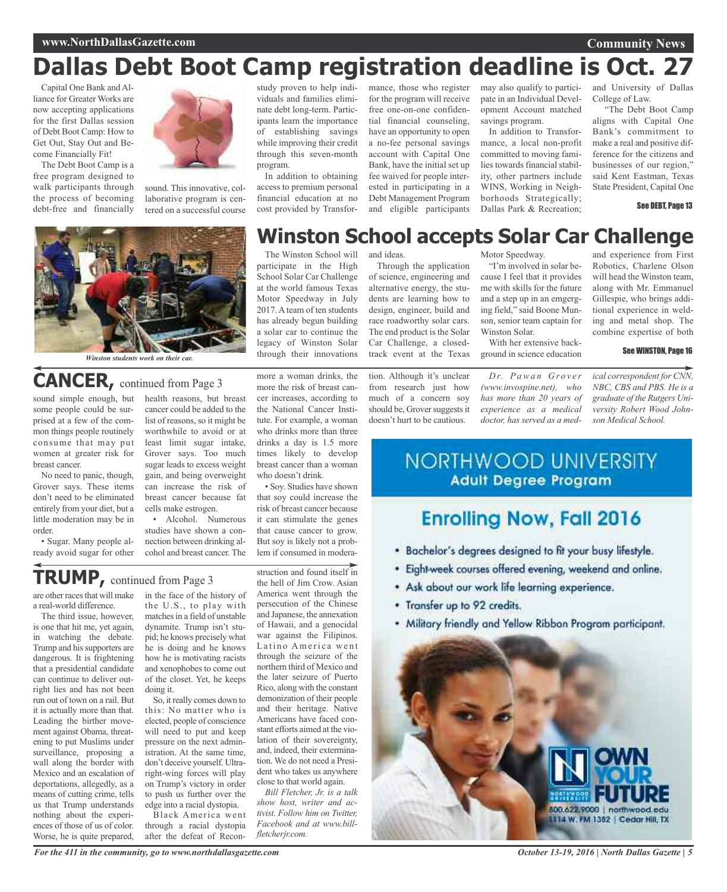# Dallas Debt Boot Camp registration deadline is Oct. 27

Capital One Bank and Alliance for Greater Works are now accepting applications for the first Dallas session of Debt Boot Camp: How to Get Out, Stay Out and Become Financially Fit!

The Debt Boot Camp is a free program designed to walk participants through the process of becoming debt-free and financially sound. This innovative, collaborative program is centered on a successful course study proven to help individuals and families eliminate debt long-term. Participants learn the importance of establishing savings while improving their credit through this seven-month program.

In addition to obtaining access to premium personal financial education at no cost provided by Transformance, those who register for the program will receive free one-on-one confidential financial counseling, have an opportunity to open a no-fee personal savings account with Capital One Bank, have the initial set up fee waived for people interested in participating in a Debt Management Program and eligible participants may also qualify to participate in an Individual Development Account matched savings program.

In addition to Transformance, a local non-profit committed to moving families towards financial stability, other partners include WINS, Working in Neighborhoods Strategically; Dallas Park & Recreation; and University of Dallas College of Law.

"The Debt Boot Camp aligns with Capital One Bank's commitment to make a real and positive difference for the citizens and businesses of our region," said Kent Eastman, Texas State President, Capital One

**See DEBT, Page 13**

# Winston School accepts Solar Car Challenge

*Winston students work on their car.*

The Winston School will participate in the High School Solar Car Challenge at the world famous Texas Motor Speedway in July 2017. A team of ten students has already begun building a solar car to continue the legacy of Winston Solar through their innovations and ideas.

Through the application of science, engineering and alternative energy, the students are learning how to design, engineer, build and race roadworthy solar cars. The end product is the Solar Car Challenge, a closed-track event at the Texas Motor Speedway.

"I'm involved in solar because I feel that it provides me with skills for the future and a step up in an emgerging field," said Boone Munson, senior team captain for Winston Solar.

With her extensive background in science education and experience from First Robotics, Charlene Olson will head the Winston team, along with Mr. Emmanuel Gillespie, who brings additional experience in welding and metal shop. The combine expertise of both

**See WINSTON, Page 16**

## CANCER, continued from Page 3

sound simple enough, but some people could be surprised at a few of the common things people routinely consume that may put women at greater risk for breast cancer.

No need to panic, though, Grover says. These items don't need to be eliminated entirely from your diet, but a little moderation may be in order.

• Sugar. Many people already avoid sugar for other health reasons, but breast cancer could be added to the list of reasons, so it might be worthwhile to avoid or at least limit sugar intake, Grover says. Too much sugar leads to excess weight gain, and being overweight can increase the risk of breast cancer because fat cells make estrogen.

• Alcohol. Numerous studies have shown a connection between drinking alcohol and breast cancer. The more a woman drinks, the more the risk of breast cancer increases, according to the National Cancer Institute. For example, a woman who drinks more than three drinks a day is 1.5 more times likely to develop breast cancer than a woman who doesn't drink.

• Soy. Studies have shown that soy could increase the risk of breast cancer because it can stimulate the genes that cause cancer to grow. But soy is likely not a problem if consumed in moderation. Although it's unclear from research just how much of a concern soy should be, Grover suggests it doesn't hurt to be cautious.

*Dr. Pawan Grover (www.invospine.net), who has more than 20 years of experience as a medical doctor, has served as a medical correspondent for CNN, NBC, CBS and PBS. He is a graduate of the Rutgers University Robert Wood Johnson Medical School.*

## TRUMP, continued from Page 3

are other races that will make a real-world difference.

The third issue, however, is one that hit me, yet again, in watching the debate. Trump and his supporters are dangerous. It is frightening that a presidential candidate can continue to deliver outright lies and has not been run out of town on a rail. But it is actually more than that. Leading the birther movement against Obama, threatening to put Muslims under surveillance, proposing a wall along the border with Mexico and an escalation of deportations, allegedly, as a means of cutting crime, tells us that Trump understands nothing about the experiences of those of us of color. Worse, he is quite prepared, in the face of the history of the U.S., to play with matches in a field of unstable dynamite. Trump isn't stupid; he knows precisely what he is doing and he knows how he is motivating racists and xenophobes to come out of the closet. Yet, he keeps doing it.

So, it really comes down to this: No matter who is elected, people of conscience will need to put and keep pressure on the next administration. At the same time, don't deceive yourself. Ultra-right-wing forces will play on Trump's victory in order to push us further over the edge into a racial dystopia.

Black America went through a racial dystopia after the defeat of Reconstruction and found itself in the hell of Jim Crow. Asian America went through the persecution of the Chinese and Japanese, the annexation of Hawaii, and a genocidal war against the Filipinos. Latino America went through the seizure of the northern third of Mexico and the later seizure of Puerto Rico, along with the constant demonization of their people and their heritage. Native Americans have faced constant efforts aimed at the violation of their sovereignty, and, indeed, their extermination. We do not need a President who takes us anywhere close to that world again.

*Bill Fletcher, Jr. is a talk show host, writer and activist. Follow him on Twitter, Facebook and at www.billfletcherjr.com.*

NORTHWOOD UNIVERSITY
**Adult Degree Program**

**Enrolling Now, Fall 2016**

- Bachelor's degrees designed to fit your busy lifestyle.
- Eight-week courses offered evening, weekend and online.
- Ask about our work life learning experience.
- Transfer up to 92 credits.
- Military friendly and Yellow Ribbon Program participant.

OWN YOUR FUTURE

800.622.9000 | northwood.edu
1114 W. FM 1382 | Cedar Hill, TX

*For the 411 in the community, go to www.northdallasgazette.com*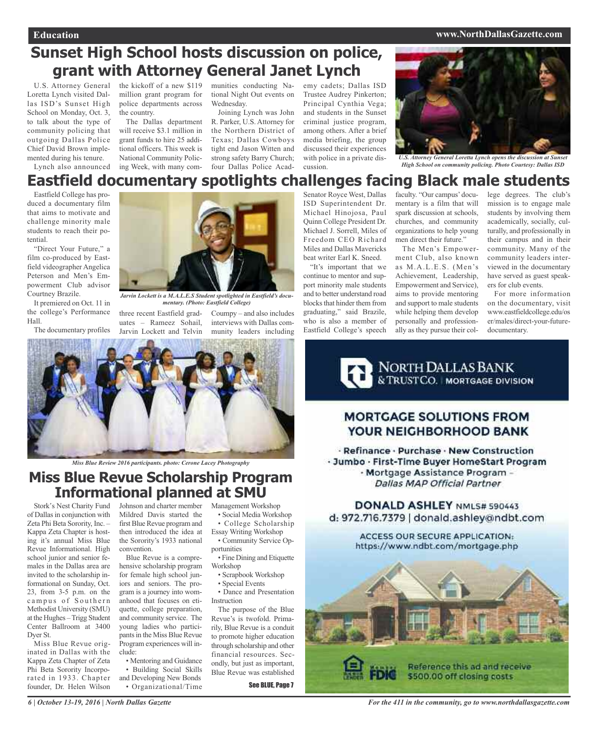# Sunset High School hosts discussion on police, grant with Attorney General Janet Lynch

U.S. Attorney General Loretta Lynch visited Dallas ISD's Sunset High School on Monday, Oct. 3, to talk about the type of community policing that outgoing Dallas Police Chief David Brown implemented during his tenure.

Lynch also announced the kickoff of a new $119 million grant program for police departments across the country.

The Dallas department will receive $3.1 million in grant funds to hire 25 additional officers. This week is National Community Policing Week, with many communities conducting National Night Out events on Wednesday.

Joining Lynch was John R. Parker, U.S. Attorney for the Northern District of Texas; Dallas Cowboys tight end Jason Witten and strong safety Barry Church; four Dallas Police Academy cadets; Dallas ISD Trustee Audrey Pinkerton; Principal Cynthia Vega; and students in the Sunset criminal justice program, among others. After a brief media briefing, the group discussed their experiences with police in a private discussion.

*U.S. Attorney General Loretta Lynch opens the discussion at Sunset High School on community policing. Photo Courtesy: Dallas ISD*

# Eastfield documentary spotlights challenges facing Black male students

Eastfield College has produced a documentary film that aims to motivate and challenge minority male students to reach their potential.

"Direct Your Future," a film co-produced by Eastfield videographer Angelica Peterson and Men's Empowerment Club advisor Courtney Brazile.

It premiered on Oct. 11 in the college's Performance Hall.

The documentary profiles three recent Eastfield graduates – Rameez Sohail, Jarvin Lockett and Telvin Coumpy – and also includes interviews with Dallas community leaders including Senator Royce West, Dallas ISD Superintendent Dr. Michael Hinojosa, Paul Quinn College President Dr. Michael J. Sorrell, Miles of Freedom CEO Richard Miles and Dallas Mavericks beat writer Earl K. Sneed.

*Jarvin Lockett is a M.A.L.E.S Student spotlighted in Eastfield's documentary. (Photo: Eastfield College)*

"It's important that we continue to mentor and support minority male students and to better understand road blocks that hinder them from graduating," said Brazile, who is also a member of Eastfield College's speech faculty. "Our campus' documentary is a film that will spark discussion at schools, churches, and community organizations to help young men direct their future."

The Men's Empowerment Club, also known as M.A.L.E.S. (Men's Achievement, Leadership, Empowerment and Service), aims to provide mentoring and support to male students while helping them develop personally and professionally as they pursue their college degrees. The club's mission is to engage male students by involving them academically, socially, culturally, and professionally in their campus and in their community. Many of the community leaders interviewed in the documentary have served as guest speakers for club events.

For more information on the documentary, visit www.eastfieldcollege.edu/oser/males/direct-your-future-documentary.

*Miss Blue Review 2016 participants. photo: Cerone Lacey Photography*

# Miss Blue Revue Scholarship Program Informational planned at SMU

Stork's Nest Charity Fund of Dallas in conjunction with Zeta Phi Beta Sorority, Inc. – Kappa Zeta Chapter is hosting it's annual Miss Blue Revue Informational. High school junior and senior females in the Dallas area are invited to the scholarship informational on Sunday, Oct. 23, from 3-5 p.m. on the campus of Southern Methodist University (SMU) at the Hughes – Trigg Student Center Ballroom at 3400 Dyer St.

Miss Blue Revue originated in Dallas with the Kappa Zeta Chapter of Zeta Phi Beta Sorority Incorporated in 1933. Chapter founder, Dr. Helen Wilson Johnson and charter member Mildred Davis started the first Blue Revue program and then introduced the idea at the Sorority's 1933 national convention.

Blue Revue is a comprehensive scholarship program for female high school juniors and seniors. The program is a journey into womanhood that focuses on etiquette, college preparation, and community service. The young ladies who participants in the Miss Blue Revue Program experiences will include:

- Mentoring and Guidance
- Building Social Skills and Developing New Bonds
- Organizational/Time Management Workshop
- Social Media Workshop
- College Scholarship Essay Writing Workshop
- Community Service Opportunities
- Fine Dining and Etiquette Workshop
- Scrapbook Workshop
- Special Events
- Dance and Presentation Instruction

The purpose of the Blue Revue's is twofold. Primarily, Blue Revue is a conduit to promote higher education through scholarship and other financial resources. Secondly, but just as important, Blue Revue was established

See BLUE, Page 7

---

**NORTH DALLAS BANK & TRUST CO.** | MORTGAGE DIVISION

## MORTGAGE SOLUTIONS FROM YOUR NEIGHBORHOOD BANK

· Refinance · Purchase · New Construction
· Jumbo · First-Time Buyer HomeStart Program
· Mortgage Assistance Program – *Dallas MAP Official Partner*

**DONALD ASHLEY** NMLS# 590443
d: 972.716.7379 | donald.ashley@ndbt.com

ACCESS OUR SECURE APPLICATION:
https://www.ndbt.com/mortgage.php

Member FDIC

Reference this ad and receive $500.00 off closing costs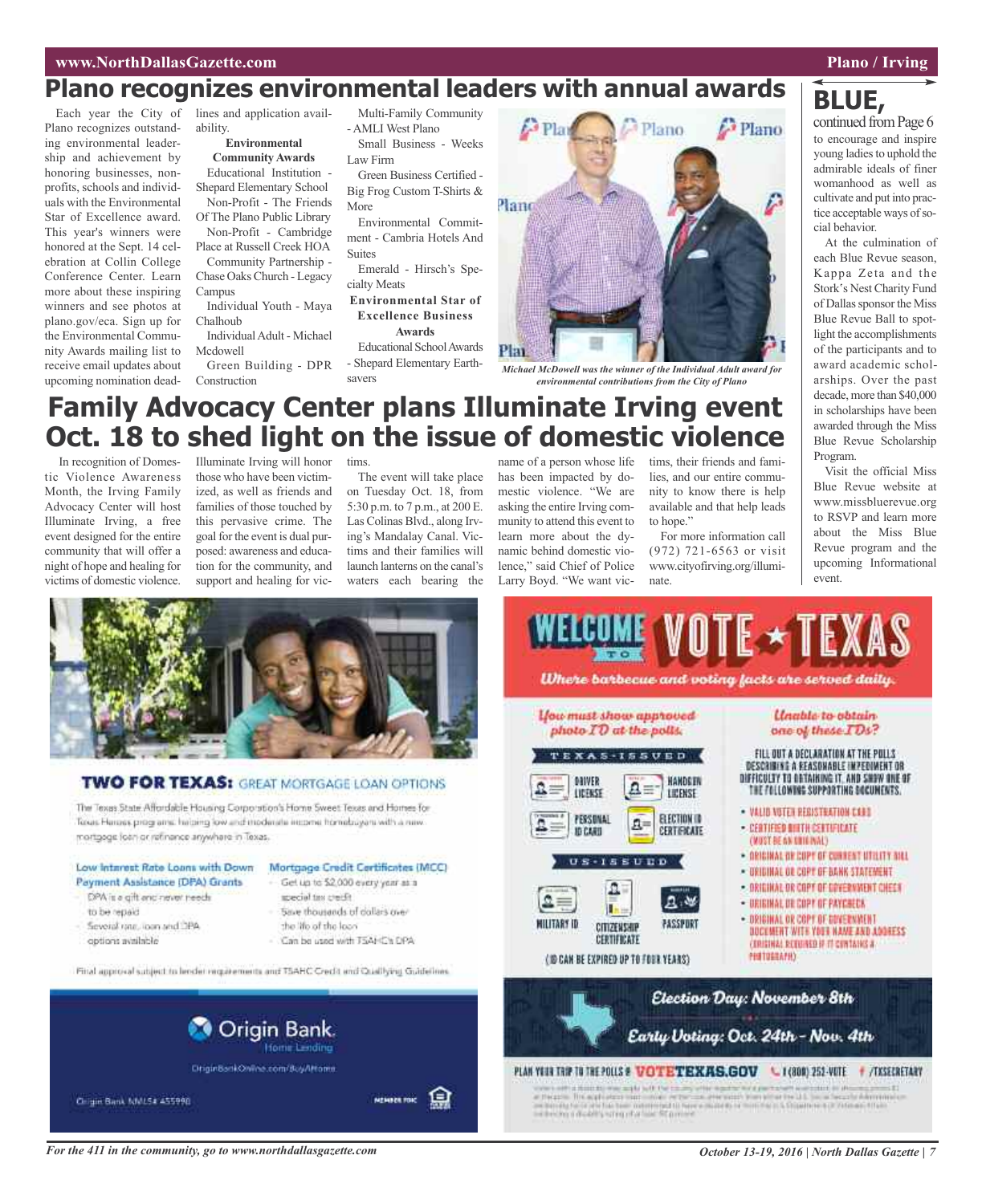# Plano recognizes environmental leaders with annual awards

Each year the City of Plano recognizes outstanding environmental leadership and achievement by honoring businesses, nonprofits, schools and individuals with the Environmental Star of Excellence award. This year's winners were honored at the Sept. 14 celebration at Collin College Conference Center. Learn more about these inspiring winners and see photos at plano.gov/eca. Sign up for the Environmental Community Awards mailing list to receive email updates about upcoming nomination deadlines and application availability.

**Environmental Community Awards**

Educational Institution - Shepard Elementary School

Non-Profit - The Friends Of The Plano Public Library

Non-Profit - Cambridge Place at Russell Creek HOA

Community Partnership - Chase Oaks Church - Legacy Campus

Individual Youth - Maya Chalhoub

Individual Adult - Michael Mcdowell

Green Building - DPR Construction

Multi-Family Community - AMLI West Plano

Small Business - Weeks Law Firm

Green Business Certified - Big Frog Custom T-Shirts & More

Environmental Commitment - Cambria Hotels And Suites

Emerald - Hirsch's Specialty Meats

**Environmental Star of Excellence Business Awards**

Educational School Awards - Shepard Elementary Earthsavers

*Michael McDowell was the winner of the Individual Adult award for environmental contributions from the City of Plano*

# Family Advocacy Center plans Illuminate Irving event Oct. 18 to shed light on the issue of domestic violence

In recognition of Domestic Violence Awareness Month, the Irving Family Advocacy Center will host Illuminate Irving, a free event designed for the entire community that will offer a night of hope and healing for victims of domestic violence.

Illuminate Irving will honor those who have been victimized, as well as friends and families of those touched by this pervasive crime. The goal for the event is dual purposed: awareness and education for the community, and support and healing for victims.

The event will take place on Tuesday Oct. 18, from 5:30 p.m. to 7 p.m., at 200 E. Las Colinas Blvd., along Irving's Mandalay Canal. Victims and their families will launch lanterns on the canal's waters each bearing the name of a person whose life has been impacted by domestic violence. "We are asking the entire Irving community to attend this event to learn more about the dynamic behind domestic violence," said Chief of Police Larry Boyd. "We want victims, their friends and families, and our entire community to know there is help available and that help leads to hope."

For more information call (972) 721-6563 or visit www.cityofirving.org/illuminate.

# BLUE,

continued from Page 6

to encourage and inspire young ladies to uphold the admirable ideals of finer womanhood as well as cultivate and put into practice acceptable ways of social behavior.

At the culmination of each Blue Revue season, Kappa Zeta and the Stork's Nest Charity Fund of Dallas sponsor the Miss Blue Revue Ball to spotlight the accomplishments of the participants and to award academic scholarships. Over the past decade, more than $40,000 in scholarships have been awarded through the Miss Blue Revue Scholarship Program.

Visit the official Miss Blue Revue website at www.missbluerevue.org to RSVP and learn more about the Miss Blue Revue program and the upcoming Informational event.

**TWO FOR TEXAS:** GREAT MORTGAGE LOAN OPTIONS

The Texas State Affordable Housing Corporation's Home Sweet Texas and Homes for Texas Heroes programs helping low and moderate income homebuyers with a new mortgage loan or refinance anywhere in Texas.

**Low Interest Rate Loans with Down Payment Assistance (DPA) Grants**
- DPA is a gift and never needs to be repaid
- Several rate, loan and DPA options available

**Mortgage Credit Certificates (MCC)**
- Get up to $2,000 every year as a special tax credit
- Save thousands of dollars over the life of the loan
- Can be used with TSAHC's DPA

Final approval subject to lender requirements and TSAHC Credit and Qualifying Guidelines.

Origin Bank. Home Lending

OriginBankOnline.com/BuyAHome

Origin Bank NMLS# 455998

MEMBER FDIC

**WELCOME TO VOTE ★ TEXAS**

*Where barbecue and voting facts are served daily.*

*You must show approved photo ID at the polls.*

TEXAS-ISSUED
- Driver License
- Handgun License
- Personal ID Card
- Election ID Certificate

US-ISSUED
- Military ID
- Citizenship Certificate
- Passport

(ID CAN BE EXPIRED UP TO FOUR YEARS)

*Unable to obtain one of these IDs?*

FILL OUT A DECLARATION AT THE POLLS DESCRIBING A REASONABLE IMPEDIMENT OR DIFFICULTY TO OBTAINING IT, AND SHOW ONE OF THE FOLLOWING SUPPORTING DOCUMENTS.
- VALID VOTER REGISTRATION CARD
- CERTIFIED BIRTH CERTIFICATE (MUST BE AN ORIGINAL)
- ORIGINAL OR COPY OF CURRENT UTILITY BILL
- ORIGINAL OR COPY OF BANK STATEMENT
- ORIGINAL OR COPY OF GOVERNMENT CHECK
- ORIGINAL OR COPY OF PAYCHECK
- ORIGINAL OR COPY OF GOVERNMENT DOCUMENT WITH YOUR NAME AND ADDRESS (ORIGINAL REQUIRED IF IT CONTAINS A PHOTOGRAPH)

*Election Day: November 8th*

*Early Voting: Oct. 24th - Nov. 4th*

PLAN YOUR TRIP TO THE POLLS # VOTETEXAS.GOV 1(800) 252-VOTE /TXSECRETARY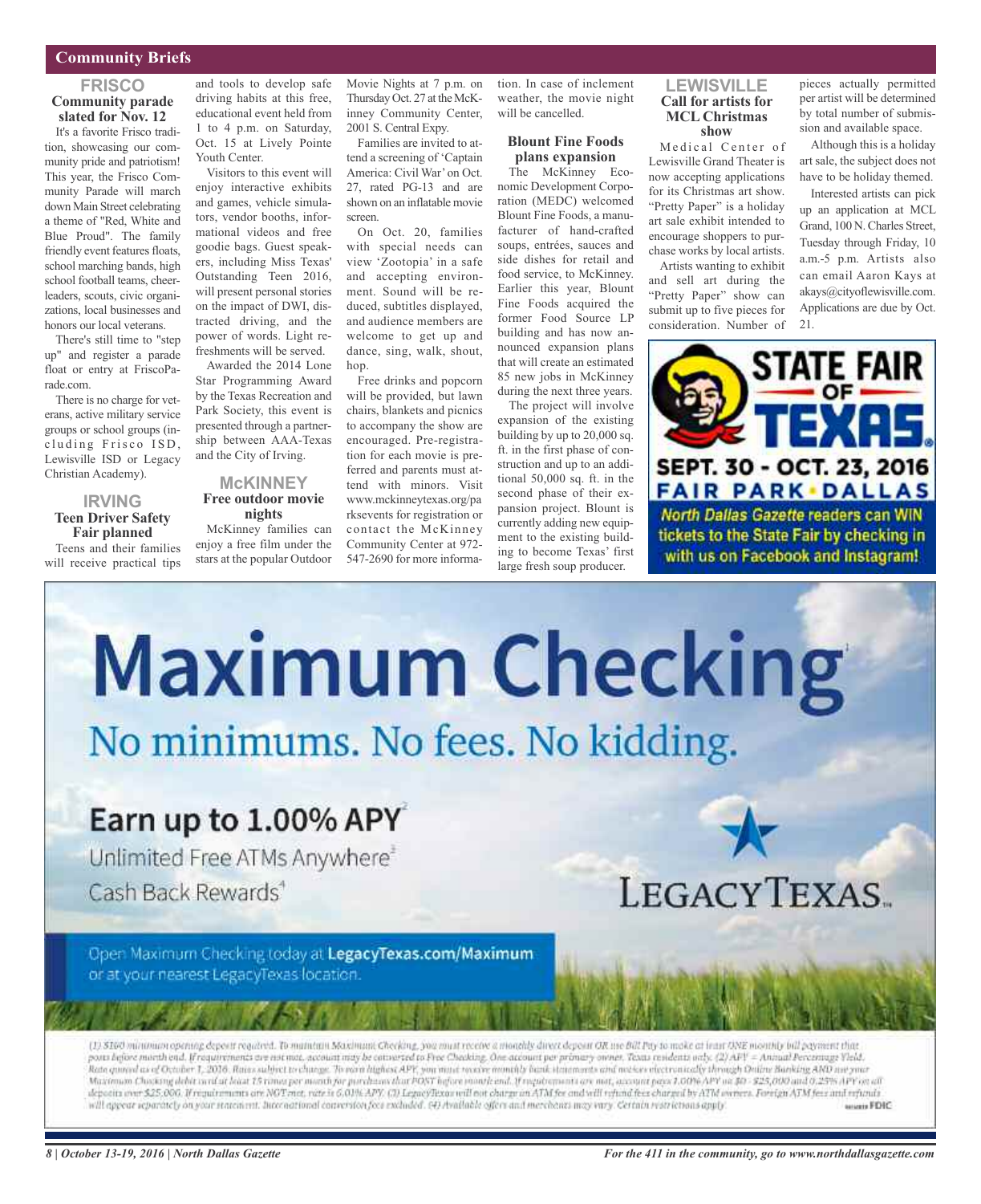## Community Briefs

### FRISCO

**Community parade slated for Nov. 12**

It's a favorite Frisco tradition, showcasing our community pride and patriotism! This year, the Frisco Community Parade will march down Main Street celebrating a theme of "Red, White and Blue Proud". The family friendly event features floats, school marching bands, high school football teams, cheerleaders, scouts, civic organizations, local businesses and honors our local veterans.

There's still time to "step up" and register a parade float or entry at FriscoParade.com.

There is no charge for veterans, active military service groups or school groups (including Frisco ISD, Lewisville ISD or Legacy Christian Academy).

### IRVING

**Teen Driver Safety Fair planned**

Teens and their families will receive practical tips and tools to develop safe driving habits at this free, educational event held from 1 to 4 p.m. on Saturday, Oct. 15 at Lively Pointe Youth Center.

Visitors to this event will enjoy interactive exhibits and games, vehicle simulators, vendor booths, informational videos and free goodie bags. Guest speakers, including Miss Texas' Outstanding Teen 2016, will present personal stories on the impact of DWI, distracted driving, and the power of words. Light refreshments will be served.

Awarded the 2014 Lone Star Programming Award by the Texas Recreation and Park Society, this event is presented through a partnership between AAA-Texas and the City of Irving.

### McKINNEY

**Free outdoor movie nights**

McKinney families can enjoy a free film under the stars at the popular Outdoor Movie Nights at 7 p.m. on Thursday Oct. 27 at the McKinney Community Center, 2001 S. Central Expy.

Families are invited to attend a screening of 'Captain America: Civil War' on Oct. 27, rated PG-13 and are shown on an inflatable movie screen.

On Oct. 20, families with special needs can view 'Zootopia' in a safe and accepting environment. Sound will be reduced, subtitles displayed, and audience members are welcome to get up and dance, sing, walk, shout, hop.

Free drinks and popcorn will be provided, but lawn chairs, blankets and picnics to accompany the show are encouraged. Pre-registration for each movie is preferred and parents must attend with minors. Visit www.mckinneytexas.org/parksevents for registration or contact the McKinney Community Center at 972-547-2690 for more information. In case of inclement weather, the movie night will be cancelled.

**Blount Fine Foods plans expansion**

The McKinney Economic Development Corporation (MEDC) welcomed Blount Fine Foods, a manufacturer of hand-crafted soups, entrées, sauces and side dishes for retail and food service, to McKinney. Earlier this year, Blount Fine Foods acquired the former Food Source LP building and has now announced expansion plans that will create an estimated 85 new jobs in McKinney during the next three years.

The project will involve expansion of the existing building by up to 20,000 sq. ft. in the first phase of construction and up to an additional 50,000 sq. ft. in the second phase of their expansion project. Blount is currently adding new equipment to the existing building to become Texas' first large fresh soup producer.

### LEWISVILLE

**Call for artists for MCL Christmas show**

Medical Center of Lewisville Grand Theater is now accepting applications for its Christmas art show. "Pretty Paper" is a holiday art sale exhibit intended to encourage shoppers to purchase works by local artists.

Artists wanting to exhibit and sell art during the "Pretty Paper" show can submit up to five pieces for consideration. Number of pieces actually permitted per artist will be determined by total number of submission and available space.

Although this is a holiday art sale, the subject does not have to be holiday themed.

Interested artists can pick up an application at MCL Grand, 100 N. Charles Street, Tuesday through Friday, 10 a.m.-5 p.m. Artists also can email Aaron Kays at akays@cityoflewisville.com. Applications are due by Oct. 21.

**STATE FAIR OF TEXAS**
SEPT. 30 - OCT. 23, 2016
FAIR PARK · DALLAS
North Dallas Gazette readers can WIN tickets to the State Fair by checking in with us on Facebook and Instagram!

# Maximum Checking[1]

No minimums. No fees. No kidding.

**Earn up to 1.00% APY[2]**
Unlimited Free ATMs Anywhere[3]
Cash Back Rewards[4]

LEGACYTEXAS

Open Maximum Checking today at **LegacyTexas.com/Maximum** or at your nearest LegacyTexas location.

(1) $100 minimum opening deposit required. To maintain Maximum Checking, you must receive a monthly direct deposit OR use Bill Pay to make at least ONE monthly bill payment that posts before month end. If requirements are not met, account may be converted to Free Checking. One account per primary owner. Texas residents only. (2) APY = Annual Percentage Yield. Rate quoted as of October 1, 2016. Rates subject to change. To earn highest APY, you must receive monthly bank statements and notices electronically through Online Banking AND use your Maximum Checking debit card at least 15 times per month for purchases that POST before month end. If requirements are met, account pays 1.00% APY on $0 - $25,000 and 0.25% APY on all deposits over $25,000. If requirements are NOT met, rate is 0.01% APY. (3) LegacyTexas will not charge an ATM fee and will refund fees charged by ATM owners. Foreign ATM fees and refunds will appear separately on your statement. International conversion fees excluded. (4) Available offers and merchants may vary. Certain restrictions apply. Member FDIC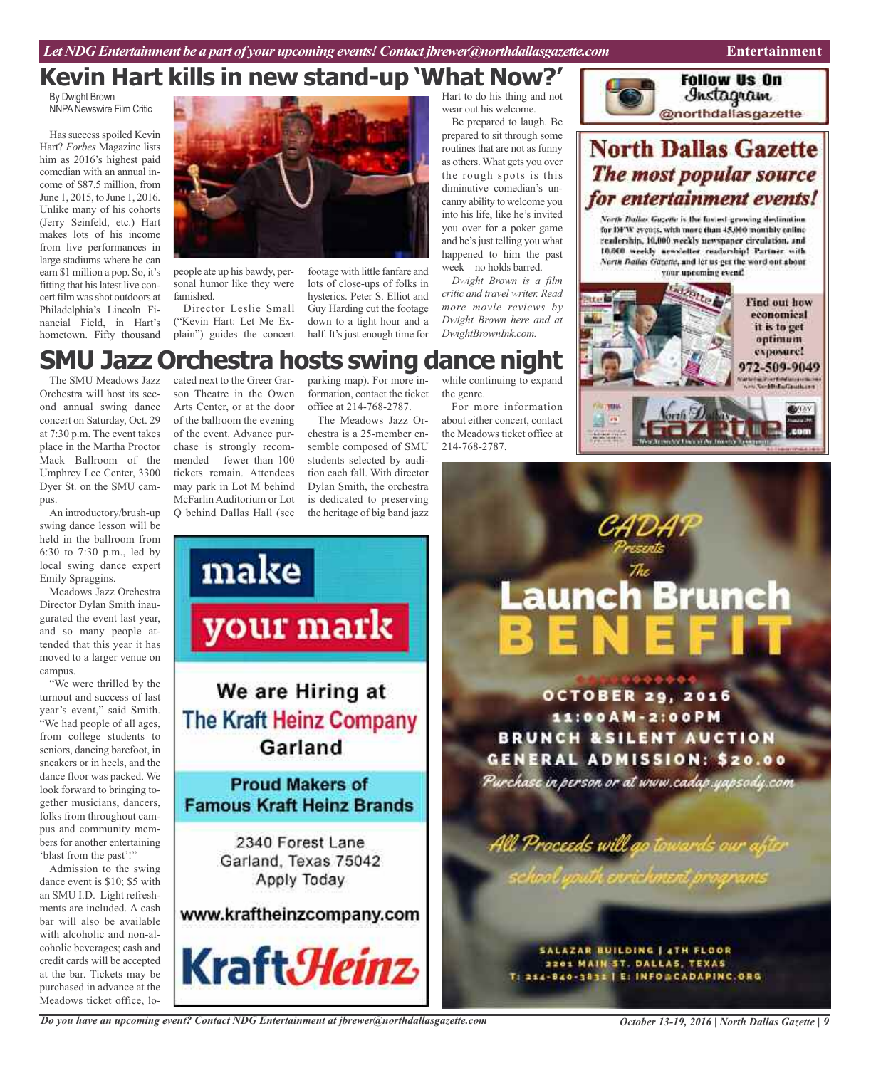# Kevin Hart kills in new stand-up 'What Now?'

By Dwight Brown
NNPA Newswire Film Critic

Has success spoiled Kevin Hart? *Forbes* Magazine lists him as 2016's highest paid comedian with an annual income of $87.5 million, from June 1, 2015, to June 1, 2016. Unlike many of his cohorts (Jerry Seinfeld, etc.) Hart makes lots of his income from live performances in large stadiums where he can earn $1 million a pop. So, it's fitting that his latest live concert film was shot outdoors at Philadelphia's Lincoln Financial Field, in Hart's hometown. Fifty thousand people ate up his bawdy, personal humor like they were famished.

Director Leslie Small ("Kevin Hart: Let Me Explain") guides the concert footage with little fanfare and lots of close-ups of folks in hysterics. Peter S. Elliot and Guy Harding cut the footage down to a tight hour and a half. It's just enough time for Hart to do his thing and not wear out his welcome.

Be prepared to laugh. Be prepared to sit through some routines that are not as funny as others. What gets you over the rough spots is this diminutive comedian's uncanny ability to welcome you into his life, like he's invited you over for a poker game and he's just telling you what happened to him the past week—no holds barred.

*Dwight Brown is a film critic and travel writer. Read more movie reviews by Dwight Brown here and at DwightBrownInk.com.*

# SMU Jazz Orchestra hosts swing dance night

The SMU Meadows Jazz Orchestra will host its second annual swing dance concert on Saturday, Oct. 29 at 7:30 p.m. The event takes place in the Martha Proctor Mack Ballroom of the Umphrey Lee Center, 3300 Dyer St. on the SMU campus.

An introductory/brush-up swing dance lesson will be held in the ballroom from 6:30 to 7:30 p.m., led by local swing dance expert Emily Spraggins.

Meadows Jazz Orchestra Director Dylan Smith inaugurated the event last year, and so many people attended that this year it has moved to a larger venue on campus.

"We were thrilled by the turnout and success of last year's event," said Smith. "We had people of all ages, from college students to seniors, dancing barefoot, in sneakers or in heels, and the dance floor was packed. We look forward to bringing together musicians, dancers, folks from throughout campus and community members for another entertaining 'blast from the past'!"

Admission to the swing dance event is $10; $5 with an SMU I.D. Light refreshments are included. A cash bar will also be available with alcoholic and non-alcoholic beverages; cash and credit cards will be accepted at the bar. Tickets may be purchased in advance at the Meadows ticket office, located next to the Greer Garson Theatre in the Owen Arts Center, or at the door of the ballroom the evening of the event. Advance purchase is strongly recommended – fewer than 100 tickets remain. Attendees may park in Lot M behind McFarlin Auditorium or Lot Q behind Dallas Hall (see parking map). For more information, contact the ticket office at 214-768-2787.

The Meadows Jazz Orchestra is a 25-member ensemble composed of SMU students selected by audition each fall. With director Dylan Smith, the orchestra is dedicated to preserving the heritage of big band jazz while continuing to expand the genre.

For more information about either concert, contact the Meadows ticket office at 214-768-2787.

---

**Follow Us On Instagram**
@northdallasgazette

**North Dallas Gazette**
***The most popular source for entertainment events!***

*North Dallas Gazette* is the fastest growing destination for DFW events, with more than 45,000 monthly online readership, 10,000 weekly newspaper circulation, and 10,000 weekly newsletter readership! Partner with *North Dallas Gazette*, and let us get the word out about your upcoming event!

Find out how economical it is to get optimum exposure!
972-509-9049

---

**make your mark**

We are Hiring at
The Kraft Heinz Company
Garland

Proud Makers of
Famous Kraft Heinz Brands

2340 Forest Lane
Garland, Texas 75042
Apply Today

www.kraftheinzcompany.com

KraftHeinz

---

CADAP Presents
The Launch Brunch BENEFIT

OCTOBER 29, 2016
11:00AM-2:00PM
BRUNCH & SILENT AUCTION
GENERAL ADMISSION: $20.00
*Purchase in person or at www.cadap.yapsody.com*

*All Proceeds will go towards our after school youth enrichment programs*

SALAZAR BUILDING | 4TH FLOOR
2201 MAIN ST. DALLAS, TEXAS
T: 214-840-3831 | E: INFO@CADAPINC.ORG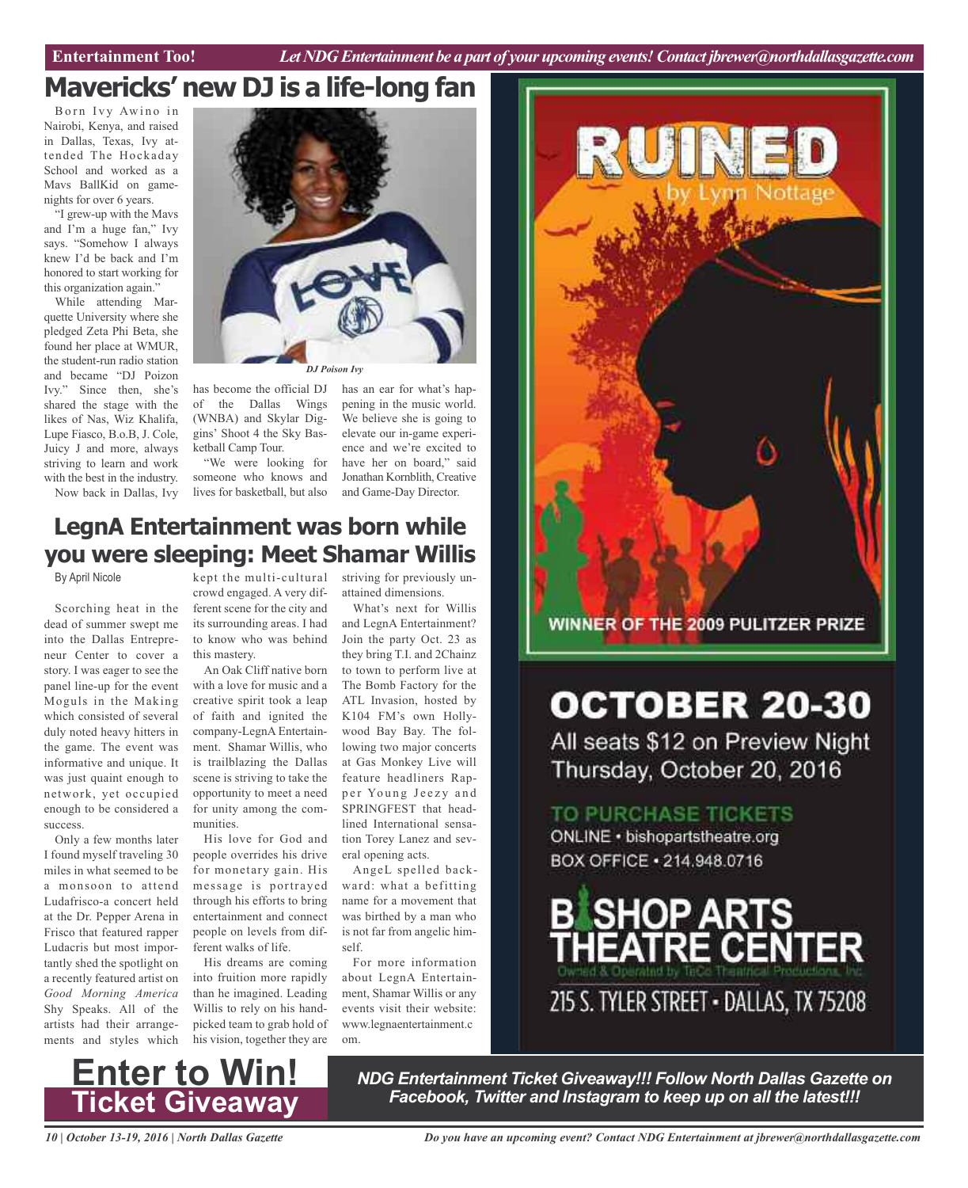# Mavericks' new DJ is a life-long fan

Born Ivy Awino in Nairobi, Kenya, and raised in Dallas, Texas, Ivy attended The Hockaday School and worked as a Mavs BallKid on gamenights for over 6 years.

"I grew-up with the Mavs and I'm a huge fan," Ivy says. "Somehow I always knew I'd be back and I'm honored to start working for this organization again."

While attending Marquette University where she pledged Zeta Phi Beta, she found her place at WMUR, the student-run radio station and became "DJ Poizon Ivy." Since then, she's shared the stage with the likes of Nas, Wiz Khalifa, Lupe Fiasco, B.o.B, J. Cole, Juicy J and more, always striving to learn and work with the best in the industry.

*DJ Poison Ivy*

Now back in Dallas, Ivy has become the official DJ of the Dallas Wings (WNBA) and Skylar Diggins' Shoot 4 the Sky Basketball Camp Tour.

"We were looking for someone who knows and lives for basketball, but also has an ear for what's happening in the music world. We believe she is going to elevate our in-game experience and we're excited to have her on board," said Jonathan Kornblith, Creative and Game-Day Director.

# LegnA Entertainment was born while you were sleeping: Meet Shamar Willis

By April Nicole

Scorching heat in the dead of summer swept me into the Dallas Entrepreneur Center to cover a story. I was eager to see the panel line-up for the event Moguls in the Making which consisted of several duly noted heavy hitters in the game. The event was informative and unique. It was just quaint enough to network, yet occupied enough to be considered a success.

Only a few months later I found myself traveling 30 miles in what seemed to be a monsoon to attend Ludafrisco-a concert held at the Dr. Pepper Arena in Frisco that featured rapper Ludacris but most importantly shed the spotlight on a recently featured artist on *Good Morning America* Shy Speaks. All of the artists had their arrangements and styles which kept the multi-cultural crowd engaged. A very different scene for the city and its surrounding areas. I had to know who was behind this mastery.

An Oak Cliff native born with a love for music and a creative spirit took a leap of faith and ignited the company-LegnA Entertainment. Shamar Willis, who is trailblazing the Dallas scene is striving to take the opportunity to meet a need for unity among the communities.

His love for God and people overrides his drive for monetary gain. His message is portrayed through his efforts to bring entertainment and connect people on levels from different walks of life.

His dreams are coming into fruition more rapidly than he imagined. Leading Willis to rely on his handpicked team to grab hold of his vision, together they are striving for previously unattained dimensions.

What's next for Willis and LegnA Entertainment? Join the party Oct. 23 as they bring T.I. and 2Chainz to town to perform live at The Bomb Factory for the ATL Invasion, hosted by K104 FM's own Hollywood Bay Bay. The following two major concerts at Gas Monkey Live will feature headliners Rapper Young Jeezy and SPRINGFEST that headlined International sensation Torey Lanez and several opening acts.

AngeL spelled backward: what a befitting name for a movement that was birthed by a man who is not far from angelic himself.

For more information about LegnA Entertainment, Shamar Willis or any events visit their website: www.legnaentertainment.com.

**RUINED** by Lynn Nottage

WINNER OF THE 2009 PULITZER PRIZE

**OCTOBER 20-30**

All seats $12 on Preview Night Thursday, October 20, 2016

**TO PURCHASE TICKETS**
ONLINE • bishopartstheatre.org
BOX OFFICE • 214.948.0716

**BISHOP ARTS THEATRE CENTER**
Owned & Operated by TeCo Theatrical Productions, Inc.
215 S. TYLER STREET • DALLAS, TX 75208

# Enter to Win! Ticket Giveaway

***NDG Entertainment Ticket Giveaway!!! Follow North Dallas Gazette on Facebook, Twitter and Instagram to keep up on all the latest!!!***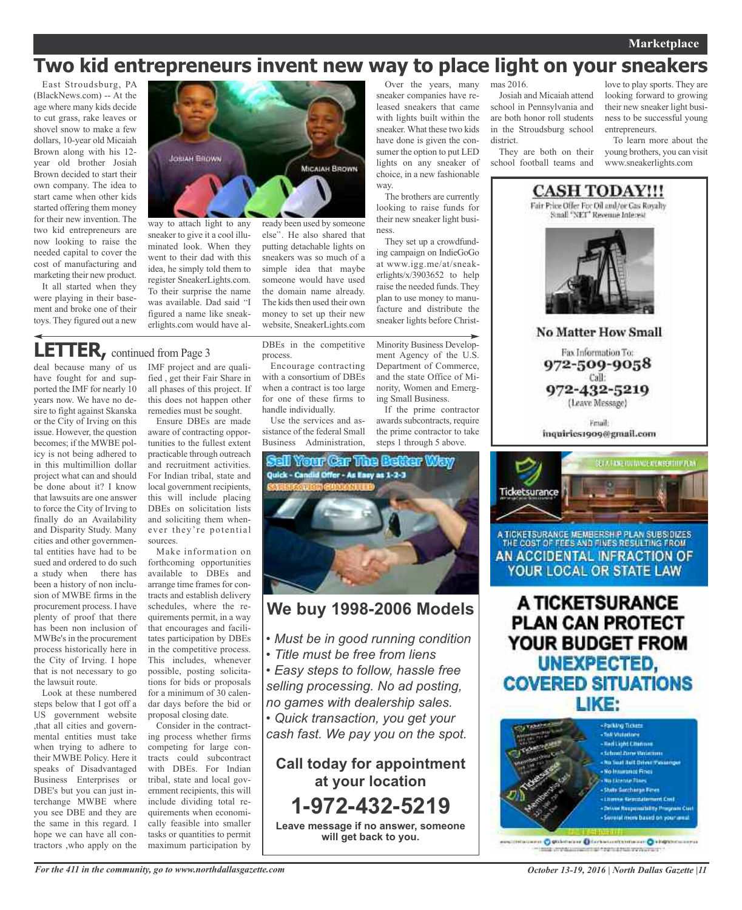# Two kid entrepreneurs invent new way to place light on your sneakers

East Stroudsburg, PA (BlackNews.com) -- At the age where many kids decide to cut grass, rake leaves or shovel snow to make a few dollars, 10-year old Micaiah Brown along with his 12-year old brother Josiah Brown decided to start their own company. The idea to start came when other kids started offering them money for their new invention. The two kid entrepreneurs are now looking to raise the needed capital to cover the cost of manufacturing and marketing their new product.

It all started when they were playing in their basement and broke one of their toys. They figured out a new way to attach light to any sneaker to give it a cool illuminated look. When they went to their dad with this idea, he simply told them to register SneakerLights.com. To their surprise the name was available. Dad said "I figured a name like sneakerlights.com would have already been used by someone else". He also shared that putting detachable lights on sneakers was so much of a simple idea that maybe someone would have used the domain name already. The kids then used their own money to set up their new website, SneakerLights.com

Over the years, many sneaker companies have released sneakers that came with lights built within the sneaker. What these two kids have done is given the consumer the option to put LED lights on any sneaker of choice, in a new fashionable way.

The brothers are currently looking to raise funds for their new sneaker light business.

They set up a crowdfunding campaign on IndieGoGo at www.igg.me/at/sneakerlights/x/3903652 to help raise the needed funds. They plan to use money to manufacture and distribute the sneaker lights before Christmas 2016.

Josiah and Micaiah attend school in Pennsylvania and are both honor roll students in the Stroudsburg school district.

They are both on their school football teams and love to play sports. They are looking forward to growing their new sneaker light business to be successful young entrepreneurs.

To learn more about the young brothers, you can visit www.sneakerlights.com

## LETTER, continued from Page 3

deal because many of us have fought for and supported the IMF for nearly 10 years now. We have no desire to fight against Skanska or the City of Irving on this issue. However, the question becomes; if the MWBE policy is not being adhered to in this multimillion dollar project what can and should be done about it? I know that lawsuits are one answer to force the City of Irving to finally do an Availability and Disparity Study. Many cities and other governmental entities have had to be sued and ordered to do such a study when there has been a history of non inclusion of MWBE firms in the procurement process. I have plenty of proof that there has been non inclusion of MWBe's in the procurement process historically here in the City of Irving. I hope that is not necessary to go the lawsuit route.

Look at these numbered steps below that I got off a US government website ,that all cities and governmental entities must take when trying to adhere to their MWBE Policy. Here it speaks of Disadvantaged Business Enterprises or DBE's but you can just interchange MWBE where you see DBE and they are the same in this regard. I hope we can have all contractors ,who apply on the IMF project and are qualified , get their Fair Share in all phases of this project. If this does not happen other remedies must be sought.

Ensure DBEs are made aware of contracting opportunities to the fullest extent practicable through outreach and recruitment activities. For Indian tribal, state and local government recipients, this will include placing DBEs on solicitation lists and soliciting them whenever they're potential sources.

Make information on forthcoming opportunities available to DBEs and arrange time frames for contracts and establish delivery schedules, where the requirements permit, in a way that encourages and facilitates participation by DBEs in the competitive process. This includes, whenever possible, posting solicitations for bids or proposals for a minimum of 30 calendar days before the bid or proposal closing date.

Consider in the contracting process whether firms competing for large contracts could subcontract with DBEs. For Indian tribal, state and local government recipients, this will include dividing total requirements when economically feasible into smaller tasks or quantities to permit maximum participation by DBEs in the competitive process.

Encourage contracting with a consortium of DBEs when a contract is too large for one of these firms to handle individually.

Use the services and assistance of the federal Small Business Administration, Minority Business Development Agency of the U.S. Department of Commerce, and the state Office of Minority, Women and Emerging Small Business.

If the prime contractor awards subcontracts, require the prime contractor to take steps 1 through 5 above.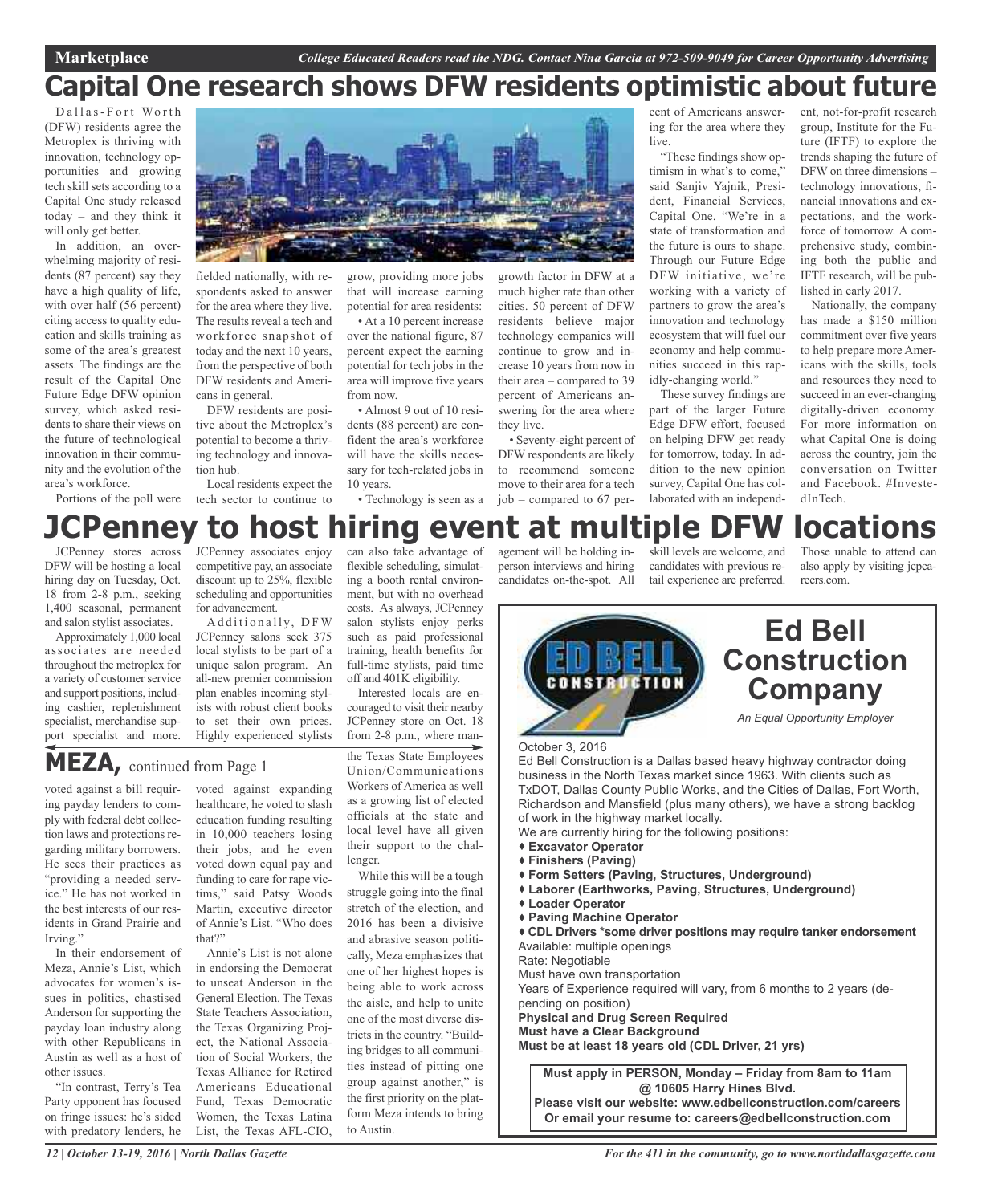# Capital One research shows DFW residents optimistic about future

Dallas-Fort Worth (DFW) residents agree the Metroplex is thriving with innovation, technology opportunities and growing tech skill sets according to a Capital One study released today – and they think it will only get better.

In addition, an overwhelming majority of residents (87 percent) say they have a high quality of life, with over half (56 percent) citing access to quality education and skills training as some of the area's greatest assets. The findings are the result of the Capital One Future Edge DFW opinion survey, which asked residents to share their views on the future of technological innovation in their community and the evolution of the area's workforce.

Portions of the poll were fielded nationally, with respondents asked to answer for the area where they live. The results reveal a tech and workforce snapshot of today and the next 10 years, from the perspective of both DFW residents and Americans in general.

DFW residents are positive about the Metroplex's potential to become a thriving technology and innovation hub.

Local residents expect the tech sector to continue to grow, providing more jobs that will increase earning potential for area residents:

- At a 10 percent increase over the national figure, 87 percent expect the earning potential for tech jobs in the area will improve five years from now.
- Almost 9 out of 10 residents (88 percent) are confident the area's workforce will have the skills necessary for tech-related jobs in 10 years.
- Technology is seen as a growth factor in DFW at a much higher rate than other cities. 50 percent of DFW residents believe major technology companies will continue to grow and increase 10 years from now in their area – compared to 39 percent of Americans answering for the area where they live.
- Seventy-eight percent of DFW respondents are likely to recommend someone move to their area for a tech job – compared to 67 percent of Americans answering for the area where they live.

"These findings show optimism in what's to come," said Sanjiv Yajnik, President, Financial Services, Capital One. "We're in a state of transformation and the future is ours to shape. Through our Future Edge DFW initiative, we're working with a variety of partners to grow the area's innovation and technology ecosystem that will fuel our economy and help communities succeed in this rapidly-changing world."

These survey findings are part of the larger Future Edge DFW effort, focused on helping DFW get ready for tomorrow, today. In addition to the new opinion survey, Capital One has collaborated with an independent, not-for-profit research group, Institute for the Future (IFTF) to explore the trends shaping the future of DFW on three dimensions – technology innovations, financial innovations and expectations, and the workforce of tomorrow. A comprehensive study, combining both the public and IFTF research, will be published in early 2017.

Nationally, the company has made a $150 million commitment over five years to help prepare more Americans with the skills, tools and resources they need to succeed in an ever-changing digitally-driven economy. For more information on what Capital One is doing across the country, join the conversation on Twitter and Facebook. #InvestedInTech.

# JCPenney to host hiring event at multiple DFW locations

JCPenney stores across DFW will be hosting a local hiring day on Tuesday, Oct. 18 from 2-8 p.m., seeking 1,400 seasonal, permanent and salon stylist associates.

Approximately 1,000 local associates are needed throughout the metroplex for a variety of customer service and support positions, including cashier, replenishment specialist, merchandise support specialist and more. JCPenney associates enjoy competitive pay, an associate discount up to 25%, flexible scheduling and opportunities for advancement.

Additionally, DFW JCPenney salons seek 375 local stylists to be part of a unique salon program. An all-new premier commission plan enables incoming stylists with robust client books to set their own prices. Highly experienced stylists can also take advantage of flexible scheduling, simulating a booth rental environment, but with no overhead costs. As always, JCPenney salon stylists enjoy perks such as paid professional training, health benefits for full-time stylists, paid time off and 401K eligibility.

Interested locals are encouraged to visit their nearby JCPenney store on Oct. 18 from 2-8 p.m., where management will be holding in-person interviews and hiring candidates on-the-spot. All skill levels are welcome, and candidates with previous retail experience are preferred. Those unable to attend can also apply by visiting jcpcareers.com.

## MEZA, continued from Page 1

voted against a bill requiring payday lenders to comply with federal debt collection laws and protections regarding military borrowers. He sees their practices as "providing a needed service." He has not worked in the best interests of our residents in Grand Prairie and Irving."

In their endorsement of Meza, Annie's List, which advocates for women's issues in politics, chastised Anderson for supporting the payday loan industry along with other Republicans in Austin as well as a host of other issues.

"In contrast, Terry's Tea Party opponent has focused on fringe issues: he's sided with predatory lenders, he voted against expanding healthcare, he voted to slash education funding resulting in 10,000 teachers losing their jobs, and he even voted down equal pay and funding to care for rape victims," said Patsy Woods Martin, executive director of Annie's List. "Who does that?"

Annie's List is not alone in endorsing the Democrat to unseat Anderson in the General Election. The Texas State Teachers Association, the Texas Organizing Project, the National Association of Social Workers, the Texas Alliance for Retired Americans Educational Fund, Texas Democratic Women, the Texas Latina List, the Texas AFL-CIO, the Texas State Employees Union/Communications Workers of America as well as a growing list of elected officials at the state and local level have all given their support to the challenger.

While this will be a tough struggle going into the final stretch of the election, and 2016 has been a divisive and abrasive season politically, Meza emphasizes that one of her highest hopes is being able to work across the aisle, and help to unite one of the most diverse districts in the country. "Building bridges to all communities instead of pitting one group against another," is the first priority on the platform Meza intends to bring to Austin.

## Ed Bell Construction Company

*An Equal Opportunity Employer*

October 3, 2016

Ed Bell Construction is a Dallas based heavy highway contractor doing business in the North Texas market since 1963. With clients such as TxDOT, Dallas County Public Works, and the Cities of Dallas, Fort Worth, Richardson and Mansfield (plus many others), we have a strong backlog of work in the highway market locally.

We are currently hiring for the following positions:

- **Excavator Operator**
- **Finishers (Paving)**
- **Form Setters (Paving, Structures, Underground)**
- **Laborer (Earthworks, Paving, Structures, Underground)**
- **Loader Operator**
- **Paving Machine Operator**
- **CDL Drivers *some driver positions may require tanker endorsement**

Available: multiple openings

Rate: Negotiable

Must have own transportation

Years of Experience required will vary, from 6 months to 2 years (depending on position)

**Physical and Drug Screen Required**

**Must have a Clear Background**

**Must be at least 18 years old (CDL Driver, 21 yrs)**

**Must apply in PERSON, Monday – Friday from 8am to 11am @ 10605 Harry Hines Blvd.**

**Please visit our website: www.edbellconstruction.com/careers**

**Or email your resume to: careers@edbellconstruction.com**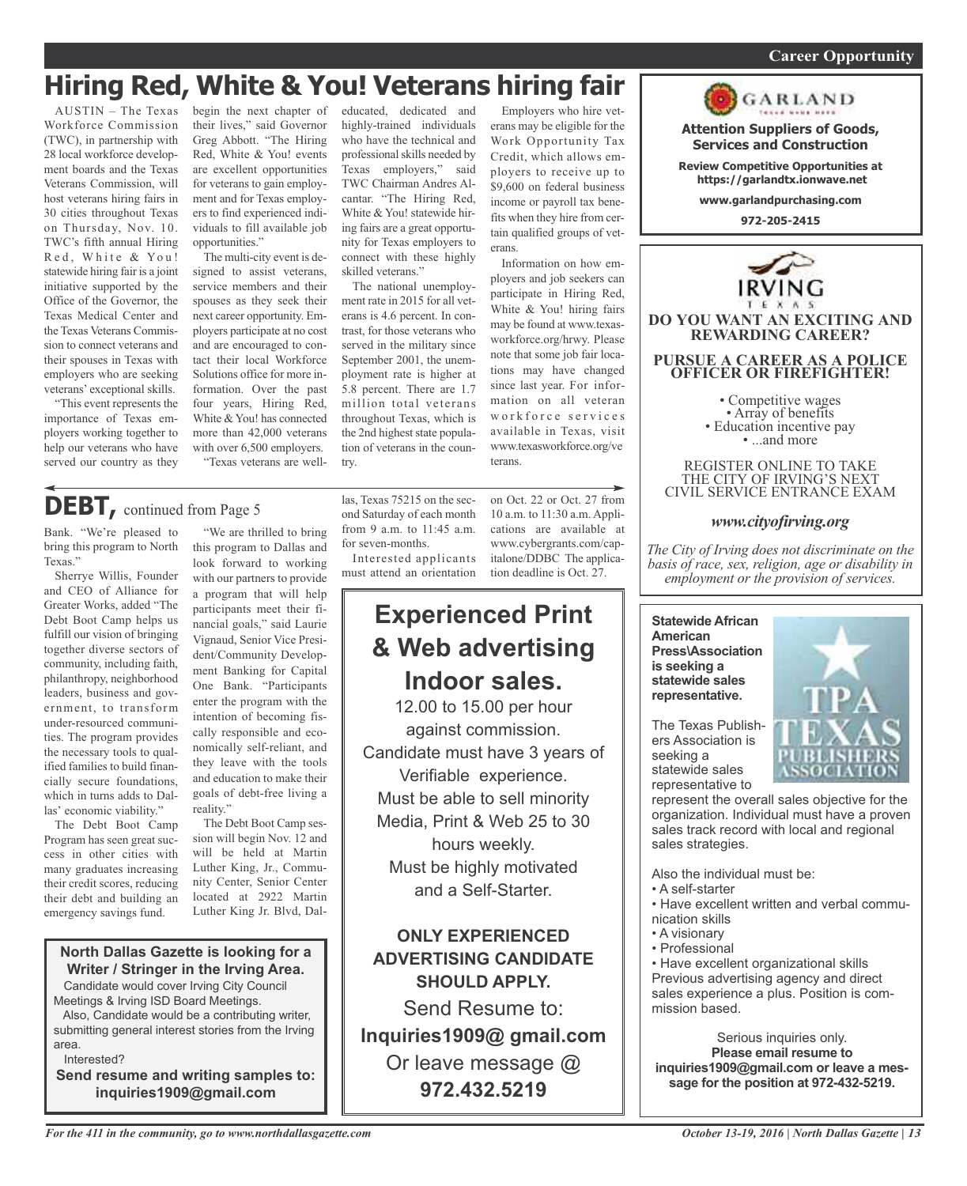# Hiring Red, White & You! Veterans hiring fair

AUSTIN – The Texas Workforce Commission (TWC), in partnership with 28 local workforce development boards and the Texas Veterans Commission, will host veterans hiring fairs in 30 cities throughout Texas on Thursday, Nov. 10. TWC's fifth annual Hiring Red, White & You! statewide hiring fair is a joint initiative supported by the Office of the Governor, the Texas Medical Center and the Texas Veterans Commission to connect veterans and their spouses in Texas with employers who are seeking veterans' exceptional skills.

"This event represents the importance of Texas employers working together to help our veterans who have served our country as they begin the next chapter of their lives," said Governor Greg Abbott. "The Hiring Red, White & You! events are excellent opportunities for veterans to gain employment and for Texas employers to find experienced individuals to fill available job opportunities."

The multi-city event is designed to assist veterans, service members and their spouses as they seek their next career opportunity. Employers participate at no cost and are encouraged to contact their local Workforce Solutions office for more information. Over the past four years, Hiring Red, White & You! has connected more than 42,000 veterans with over 6,500 employers.

"Texas veterans are well-educated, dedicated and highly-trained individuals who have the technical and professional skills needed by Texas employers," said TWC Chairman Andres Alcantar. "The Hiring Red, White & You! statewide hiring fairs are a great opportunity for Texas employers to connect with these highly skilled veterans."

The national unemployment rate in 2015 for all veterans is 4.6 percent. In contrast, for those veterans who served in the military since September 2001, the unemployment rate is higher at 5.8 percent. There are 1.7 million total veterans throughout Texas, which is the 2nd highest state population of veterans in the country.

Employers who hire veterans may be eligible for the Work Opportunity Tax Credit, which allows employers to receive up to $9,600 on federal business income or payroll tax benefits when they hire from certain qualified groups of veterans.

Information on how employers and job seekers can participate in Hiring Red, White & You! hiring fairs may be found at www.texasworkforce.org/hrwy. Please note that some job fair locations may have changed since last year. For information on all veteran workforce services available in Texas, visit www.texasworkforce.org/veterans.

## DEBT, continued from Page 5

Bank. "We're pleased to bring this program to North Texas."

Sherrye Willis, Founder and CEO of Alliance for Greater Works, added "The Debt Boot Camp helps us fulfill our vision of bringing together diverse sectors of community, including faith, philanthropy, neighborhood leaders, business and government, to transform under-resourced communities. The program provides the necessary tools to qualified families to build financially secure foundations, which in turns adds to Dallas' economic viability."

The Debt Boot Camp Program has seen great success in other cities with many graduates increasing their credit scores, reducing their debt and building an emergency savings fund.

"We are thrilled to bring this program to Dallas and look forward to working with our partners to provide a program that will help participants meet their financial goals," said Laurie Vignaud, Senior Vice President/Community Development Banking for Capital One Bank. "Participants enter the program with the intention of becoming fiscally responsible and economically self-reliant, and they leave with the tools and education to make their goals of debt-free living a reality."

The Debt Boot Camp session will begin Nov. 12 and will be held at Martin Luther King, Jr., Community Center, Senior Center located at 2922 Martin Luther King Jr. Blvd, Dallas, Texas 75215 on the second Saturday of each month from 9 a.m. to 11:45 a.m. for seven-months.

Interested applicants must attend an orientation on Oct. 22 or Oct. 27 from 10 a.m. to 11:30 a.m. Applications are available at www.cybergrants.com/capitalone/DDBC The application deadline is Oct. 27.

**North Dallas Gazette is looking for a Writer / Stringer in the Irving Area.**

Candidate would cover Irving City Council Meetings & Irving ISD Board Meetings.

Also, Candidate would be a contributing writer, submitting general interest stories from the Irving area.

Interested?

**Send resume and writing samples to: inquiries1909@gmail.com**

## Experienced Print & Web advertising Indoor sales.

12.00 to 15.00 per hour against commission.

Candidate must have 3 years of Verifiable experience.

Must be able to sell minority Media, Print & Web 25 to 30 hours weekly.

Must be highly motivated and a Self-Starter.

**ONLY EXPERIENCED ADVERTISING CANDIDATE SHOULD APPLY.**

Send Resume to:

**Inquiries1909@ gmail.com**

Or leave message @

**972.432.5219**

---

GARLAND

**Attention Suppliers of Goods, Services and Construction**

**Review Competitive Opportunities at https://garlandtx.ionwave.net**

**www.garlandpurchasing.com**

**972-205-2415**

---

IRVING TEXAS

**DO YOU WANT AN EXCITING AND REWARDING CAREER?**

**PURSUE A CAREER AS A POLICE OFFICER OR FIREFIGHTER!**

- Competitive wages
- Array of benefits
- Education incentive pay
- ...and more

REGISTER ONLINE TO TAKE THE CITY OF IRVING'S NEXT CIVIL SERVICE ENTRANCE EXAM

***www.cityofirving.org***

*The City of Irving does not discriminate on the basis of race, sex, religion, age or disability in employment or the provision of services.*

---

**Statewide African American Press\Association is seeking a statewide sales representative.**

TPA TEXAS PUBLISHERS ASSOCIATION

The Texas Publishers Association is seeking a statewide sales representative to represent the overall sales objective for the organization. Individual must have a proven sales track record with local and regional sales strategies.

Also the individual must be:

- A self-starter
- Have excellent written and verbal communication skills
- A visionary
- Professional
- Have excellent organizational skills

Previous advertising agency and direct sales experience a plus. Position is commission based.

Serious inquiries only.

**Please email resume to inquiries1909@gmail.com or leave a message for the position at 972-432-5219.**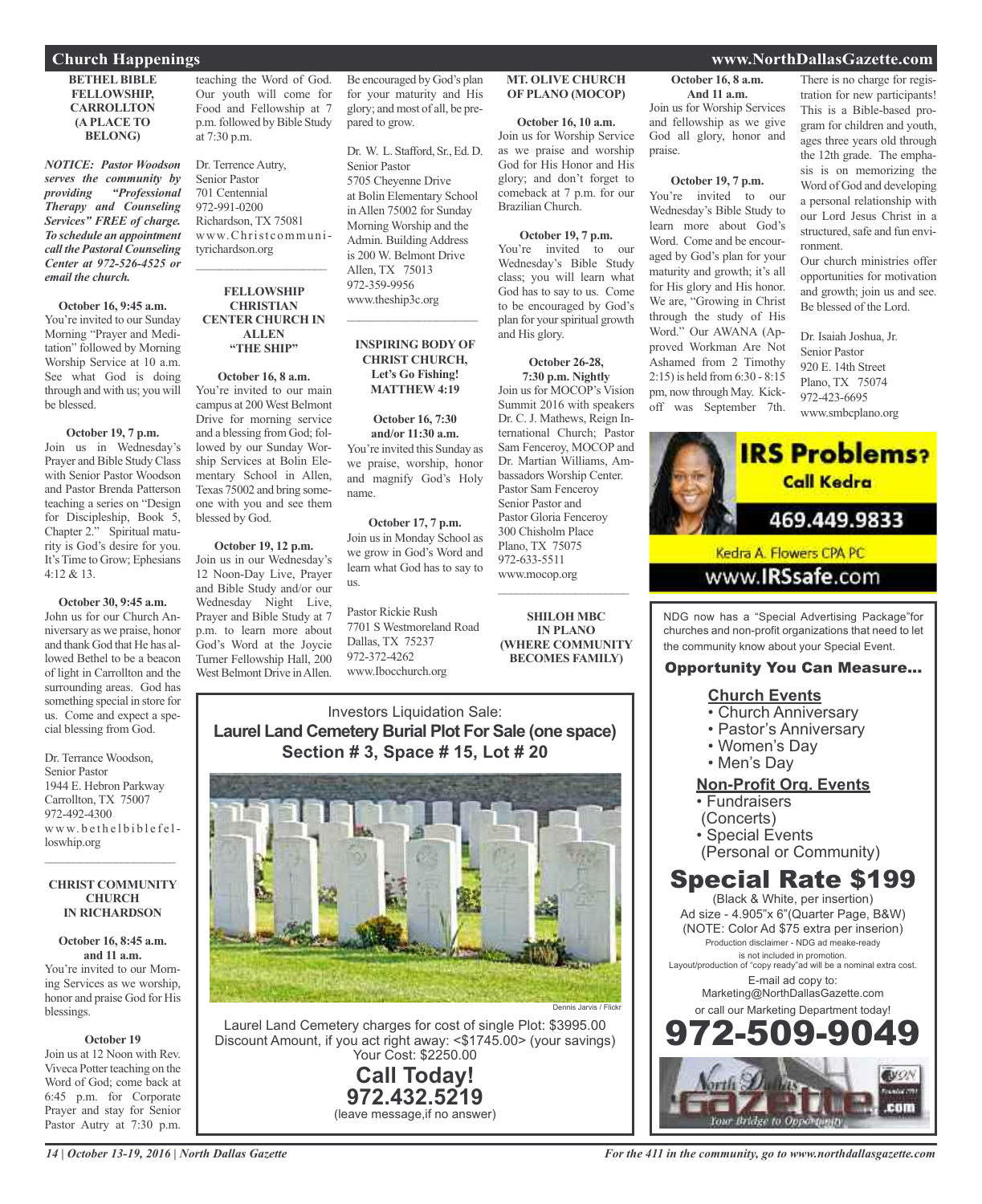## Church Happenings

### BETHEL BIBLE FELLOWSHIP, CARROLLTON (A PLACE TO BELONG)

***NOTICE: Pastor Woodson serves the community by providing "Professional Therapy and Counseling Services" FREE of charge. To schedule an appointment call the Pastoral Counseling Center at 972-526-4525 or email the church.***

**October 16, 9:45 a.m.**
You're invited to our Sunday Morning "Prayer and Meditation" followed by Morning Worship Service at 10 a.m. See what God is doing through and with us; you will be blessed.

**October 19, 7 p.m.**
Join us in Wednesday's Prayer and Bible Study Class with Senior Pastor Woodson and Pastor Brenda Patterson teaching a series on "Design for Discipleship, Book 5, Chapter 2." Spiritual maturity is God's desire for you. It's Time to Grow; Ephesians 4:12 & 13.

**October 30, 9:45 a.m.**
John us for our Church Anniversary as we praise, honor and thank God that He has allowed Bethel to be a beacon of light in Carrollton and the surrounding areas. God has something special in store for us. Come and expect a special blessing from God.

Dr. Terrance Woodson,
Senior Pastor
1944 E. Hebron Parkway
Carrollton, TX 75007
972-492-4300
www.bethelbiblefelloswhip.org

---

### CHRIST COMMUNITY CHURCH IN RICHARDSON

**October 16, 8:45 a.m. and 11 a.m.**
You're invited to our Morning Services as we worship, honor and praise God for His blessings.

**October 19**
Join us at 12 Noon with Rev. Viveca Potter teaching on the Word of God; come back at 6:45 p.m. for Corporate Prayer and stay for Senior Pastor Autry at 7:30 p.m. teaching the Word of God. Our youth will come for Food and Fellowship at 7 p.m. followed by Bible Study at 7:30 p.m.

Dr. Terence Autry,
Senior Pastor
701 Centennial
972-991-0200
Richardson, TX 75081
www.Christcommunityrichardson.org

---

### FELLOWSHIP CHRISTIAN CENTER CHURCH IN ALLEN "THE SHIP"

**October 16, 8 a.m.**
You're invited to our main campus at 200 West Belmont Drive for morning service and a blessing from God; followed by our Sunday Worship Services at Bolin Elementary School in Allen, Texas 75002 and bring someone with you and see them blessed by God.

**October 19, 12 p.m.**
Join us in our Wednesday's 12 Noon-Day Live, Prayer and Bible Study and/or our Wednesday Night Live, Prayer and Bible Study at 7 p.m. to learn more about God's Word at the Joycie Turner Fellowship Hall, 200 West Belmont Drive in Allen. Be encouraged by God's plan for your maturity and His glory; and most of all, be prepared to grow.

Dr. W. L. Stafford, Sr., Ed. D.
Senior Pastor
5705 Cheyenne Drive
at Bolin Elementary School in Allen 75002 for Sunday Morning Worship and the Admin. Building Address is 200 W. Belmont Drive
Allen, TX 75013
972-359-9956
www.theship3c.org

---

### INSPIRING BODY OF CHRIST CHURCH, Let's Go Fishing! MATTHEW 4:19

**October 16, 7:30 and/or 11:30 a.m.**
You're invited this Sunday as we praise, worship, honor and magnify God's Holy name.

**October 17, 7 p.m.**
Join us in Monday School as we grow in God's Word and learn what God has to say to us.

Pastor Rickie Rush
7701 S Westmoreland Road
Dallas, TX 75237
972-372-4262
www.Ibocchurch.org

### MT. OLIVE CHURCH OF PLANO (MOCOP)

**October 16, 10 a.m.**
Join us for Worship Service as we praise and worship God for His Honor and His glory; and don't forget to comeback at 7 p.m. for our Brazilian Church.

**October 19, 7 p.m.**
You're invited to our Wednesday's Bible Study class; you will learn what God has to say to us. Come to be encouraged by God's plan for your spiritual growth and His glory.

**October 26-28, 7:30 p.m. Nightly**
Join us for MOCOP's Vision Summit 2016 with speakers Dr. C. J. Mathews, Reign International Church; Pastor Sam Fenceroy, MOCOP and Dr. Martian Williams, Ambassadors Worship Center.

Pastor Sam Fenceroy
Senior Pastor and
Pastor Gloria Fenceroy
300 Chisholm Place
Plano, TX 75075
972-633-5511
www.mocop.org

---

### SHILOH MBC IN PLANO (WHERE COMMUNITY BECOMES FAMILY)

**October 16, 8 a.m. And 11 a.m.**
Join us for Worship Services and fellowship as we give God all glory, honor and praise.

**October 19, 7 p.m.**
You're invited to our Wednesday's Bible Study to learn more about God's Word. Come and be encouraged by God's plan for your maturity and growth; it's all for His glory and His honor. We are, "Growing in Christ through the study of His Word." Our AWANA (Approved Workman Are Not Ashamed from 2 Timothy 2:15) is held from 6:30 - 8:15 pm, now through May. Kickoff was September 7th. There is no charge for registration for new participants! This is a Bible-based program for children and youth, ages three years old through the 12th grade. The emphasis is on memorizing the Word of God and developing a personal relationship with our Lord Jesus Christ in a structured, safe and fun environment.

Our church ministries offer opportunities for motivation and growth; join us and see. Be blessed of the Lord.

Dr. Isaiah Joshua, Jr.
Senior Pastor
920 E. 14th Street
Plano, TX 75074
972-423-6695
www.smbcplano.org

---

**IRS Problems? Call Kedra**
469.449.9833
Kedra A. Flowers CPA PC
www.IRSsafe.com

---

Investors Liquidation Sale:
**Laurel Land Cemetery Burial Plot For Sale (one space)**
**Section # 3, Space # 15, Lot # 20**

Dennis Jarvis / Flickr

Laurel Land Cemetery charges for cost of single Plot: $3995.00
Discount Amount, if you act right away: <$1745.00> (your savings)
Your Cost: $2250.00

**Call Today!**
**972.432.5219**
(leave message,if no answer)

---

NDG now has a "Special Advertising Package"for churches and non-profit organizations that need to let the community know about your Special Event.

**Opportunity You Can Measure...**

**Church Events**
- Church Anniversary
- Pastor's Anniversary
- Women's Day
- Men's Day

**Non-Profit Org. Events**
- Fundraisers (Concerts)
- Special Events (Personal or Community)

## Special Rate $199

(Black & White, per insertion)
Ad size - 4.905"x 6"(Quarter Page, B&W)
(NOTE: Color Ad $75 extra per insertion)
Production disclaimer - NDG ad meake-ready is not included in promotion.
Layout/production of "copy ready"ad will be a nominal extra cost.
E-mail ad copy to:
Marketing@NorthDallasGazette.com
or call our Marketing Department today!

**972-509-9049**

North Dallas Gazette .com
Your Bridge to Opportunity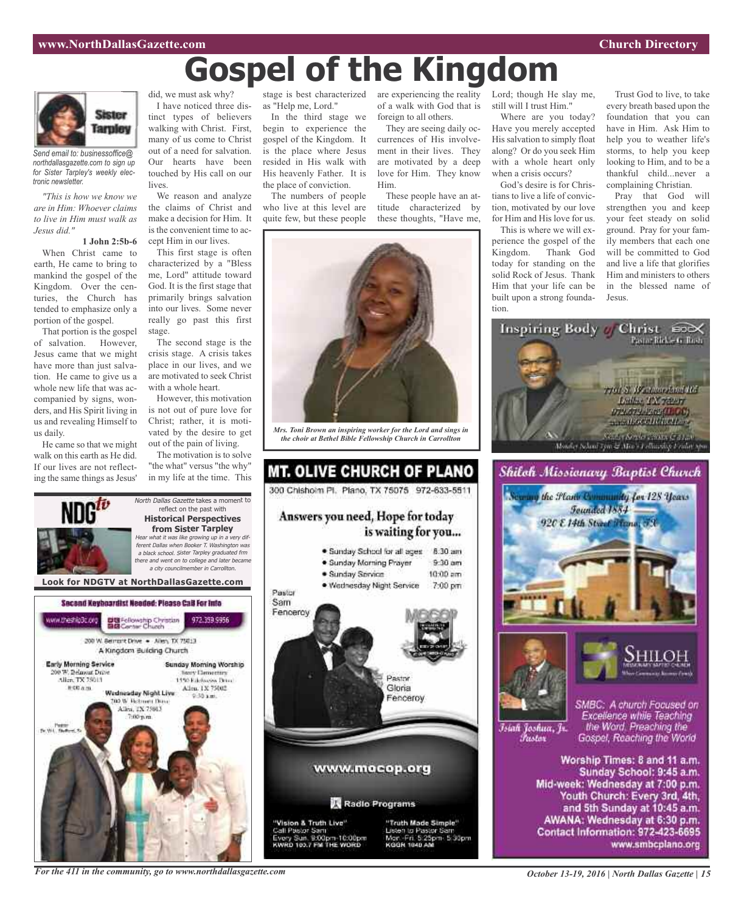# Gospel of the Kingdom

Sister Tarpley

*Send email to: businessoffice@northdallasgazette.com to sign up for Sister Tarpley's weekly electronic newsletter.*

*"This is how we know we are in Him: Whoever claims to live in Him must walk as Jesus did."*

**1 John 2:5b-6**

When Christ came to earth, He came to bring to mankind the gospel of the Kingdom. Over the centuries, the Church has tended to emphasize only a portion of the gospel.

That portion is the gospel of salvation. However, Jesus came that we might have more than just salvation. He came to give us a whole new life that was accompanied by signs, wonders, and His Spirit living in us and revealing Himself to us daily.

He came so that we might walk on this earth as He did. If our lives are not reflecting the same things as Jesus' did, we must ask why?

I have noticed three distinct types of believers walking with Christ. First, many of us come to Christ out of a need for salvation. Our hearts have been touched by His call on our lives.

We reason and analyze the claims of Christ and make a decision for Him. It is the convenient time to accept Him in our lives.

This first stage is often characterized by a "Bless me, Lord" attitude toward God. It is the first stage that primarily brings salvation into our lives. Some never really go past this first stage.

The second stage is the crisis stage. A crisis takes place in our lives, and we are motivated to seek Christ with a whole heart.

However, this motivation is not out of pure love for Christ; rather, it is motivated by the desire to get out of the pain of living.

The motivation is to solve "the what" versus "the why" in my life at the time. This stage is best characterized as "Help me, Lord."

In the third stage we begin to experience the gospel of the Kingdom. It is the place where Jesus resided in His walk with His heavenly Father. It is the place of conviction.

The numbers of people who live at this level are quite few, but these people are experiencing the reality of a walk with God that is foreign to all others.

They are seeing daily occurrences of His involvement in their lives. They are motivated by a deep love for Him. They know Him.

These people have an attitude characterized by these thoughts, "Have me, Lord; though He slay me, still will I trust Him."

Where are you today? Have you merely accepted His salvation to simply float along? Or do you seek Him with a whole heart only when a crisis occurs?

God's desire is for Christians to live a life of conviction, motivated by our love for Him and His love for us.

This is where we will experience the gospel of the Kingdom. Thank God today for standing on the solid Rock of Jesus. Thank Him that your life can be built upon a strong foundation.

Trust God to live, to take every breath based upon the foundation that you can have in Him. Ask Him to help you to weather life's storms, to help you keep looking to Him, and to be a thankful child...never a complaining Christian.

Pray that God will strengthen you and keep your feet steady on solid ground. Pray for your family members that each one will be committed to God and live a life that glorifies Him and ministers to others in the blessed name of Jesus.

*Mrs. Toni Brown an inspiring worker for the Lord and sings in the choir at Bethel Bible Fellowship Church in Carrollton*

---

NDG tv

*North Dallas Gazette* takes a moment to reflect on the past with

**Historical Perspectives from Sister Tarpley**

*Hear what it was like growing up in a very different Dallas when Booker T. Washington was a black school. Sister Tarpley graduated frm there and went on to college and later became a city councilmember in Carrollton.*

**Look for NDGTV at NorthDallasGazette.com**

---

**Second Keyboardist Needed: Please Call For Info**

www.theship3c.org — Fellowship Christian Center Church — 972.359.9956

200 W. Belmont Drive • Allen, TX 75013

A Kingdom Building Church

**Early Morning Service**
200 W. Belmont Drive
Allen, TX 75013
8:00 a.m.

**Sunday Morning Worship**
Story Elementary
1550 Edelweiss Drive
Allen, TX 75002
9:30 a.m.

**Wednesday Night Live**
200 W. Belmont Drive
Allen, TX 75013
7:00 p.m.

Pastor Dr. W.L. Stafford, Sr.

---

## MT. OLIVE CHURCH OF PLANO

300 Chisholm Pl. Plano, TX 75075 972-633-5511

**Answers you need, Hope for today is waiting for you...**

- Sunday School for all ages 8:30 am
- Sunday Morning Prayer 9:30 am
- Sunday Service 10:00 am
- Wednesday Night Service 7:00 pm

Pastor Sam Fenceroy

Pastor Gloria Fenceroy

www.mocop.org

**Radio Programs**

"Vision & Truth Live"
Call Pastor Sam
Every Sun. 9:00pm-10:00pm
KWRD 100.7 FM THE WORD

"Truth Made Simple"
Listen to Pastor Sam
Mon.-Fri. 5:25pm-5:30pm
KGGR 1040 AM

---

**Inspiring Body of Christ** IBOC
Pastor Rickie G. Rush

7701 S. Westmoreland Rd
Dallas, TX 75237
972-372-4262 (IBOC)
www.IBOCCHURCH.org

Sunday Service Times (2 & 1 a.m.)
Monday School 7pm & Men's Fellowship Friday 7pm

---

**Shiloh Missionary Baptist Church**

Serving the Plano Community for 128 Years
Founded 1884
920 E 14th Street Plano, TX

SHILOH MISSIONARY BAPTIST CHURCH
Where Community Becomes Family

Isiah Joshua, Jr. Pastor

SMBC: A church Focused on Excellence while Teaching the Word, Preaching the Gospel, Reaching the World

**Worship Times: 8 and 11 a.m.**
**Sunday School: 9:45 a.m.**
**Mid-week: Wednesday at 7:00 p.m.**
**Youth Church: Every 3rd, 4th, and 5th Sunday at 10:45 a.m.**
**AWANA: Wednesday at 6:30 p.m.**
**Contact Information: 972-423-6695**
www.smbcplano.org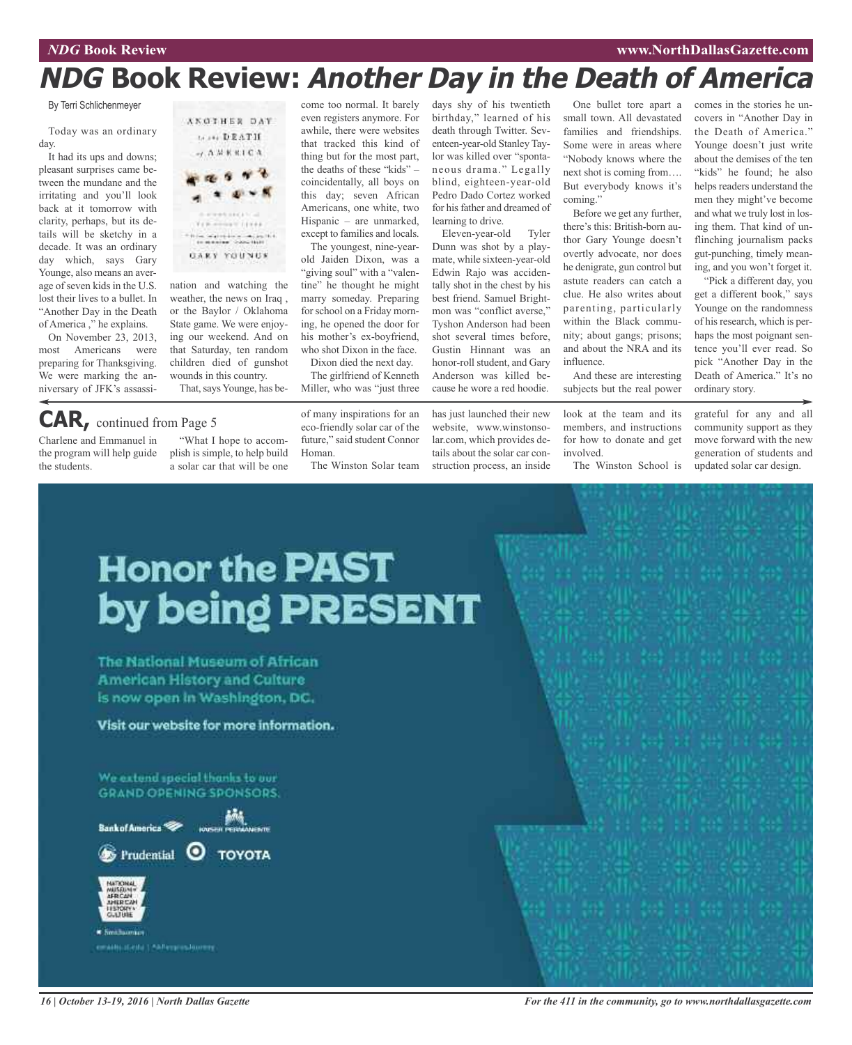# NDG Book Review: *Another Day in the Death of America*

By Terri Schlichenmeyer

Today was an ordinary day.

It had its ups and downs; pleasant surprises came between the mundane and the irritating and you'll look back at it tomorrow with clarity, perhaps, but its details will be sketchy in a decade. It was an ordinary day which, says Gary Younge, also means an average of seven kids in the U.S. lost their lives to a bullet. In "Another Day in the Death of America ," he explains.

On November 23, 2013, most Americans were preparing for Thanksgiving. We were marking the anniversary of JFK's assassination and watching the weather, the news on Iraq , or the Baylor / Oklahoma State game. We were enjoying our weekend. And on that Saturday, ten random children died of gunshot wounds in this country.

That, says Younge, has become too normal. It barely even registers anymore. For awhile, there were websites that tracked this kind of thing but for the most part, the deaths of these "kids" – coincidentally, all boys on this day; seven African Americans, one white, two Hispanic – are unmarked, except to families and locals.

The youngest, nine-year-old Jaiden Dixon, was a "giving soul" with a "valentine" he thought he might marry someday. Preparing for school on a Friday morning, he opened the door for his mother's ex-boyfriend, who shot Dixon in the face.

Dixon died the next day.

The girlfriend of Kenneth Miller, who was "just three days shy of his twentieth birthday," learned of his death through Twitter. Seventeen-year-old Stanley Taylor was killed over "spontaneous drama." Legally blind, eighteen-year-old Pedro Dado Cortez worked for his father and dreamed of learning to drive.

Eleven-year-old Tyler Dunn was shot by a playmate, while sixteen-year-old Edwin Rajo was accidentally shot in the chest by his best friend. Samuel Brightmon was "conflict averse," Tyshon Anderson had been shot several times before, Gustin Hinnant was an honor-roll student, and Gary Anderson was killed because he wore a red hoodie.

One bullet tore apart a small town. All devastated families and friendships. Some were in areas where "Nobody knows where the next shot is coming from…. But everybody knows it's coming."

Before we get any further, there's this: British-born author Gary Younge doesn't overtly advocate, nor does he denigrate, gun control but astute readers can catch a clue. He also writes about parenting, particularly within the Black community; about gangs; prisons; and about the NRA and its influence.

And these are interesting subjects but the real power comes in the stories he uncovers in "Another Day in the Death of America." Younge doesn't just write about the demises of the ten "kids" he found; he also helps readers understand the men they might've become and what we truly lost in losing them. That kind of unflinching journalism packs gut-punching, timely meaning, and you won't forget it.

"Pick a different day, you get a different book," says Younge on the randomness of his research, which is perhaps the most poignant sentence you'll ever read. So pick "Another Day in the Death of America." It's no ordinary story.

---

## CAR, continued from Page 5

Charlene and Emmanuel in the program will help guide the students.

"What I hope to accomplish is simple, to help build a solar car that will be one of many inspirations for an eco-friendly solar car of the future," said student Connor Homan.

The Winston Solar team has just launched their new website, www.winstonsolar.com, which provides details about the solar car construction process, an inside look at the team and its members, and instructions for how to donate and get involved.

The Winston School is grateful for any and all community support as they move forward with the new generation of students and updated solar car design.

---

# Honor the PAST by being PRESENT

The National Museum of African American History and Culture is now open in Washington, DC.

Visit our website for more information.

We extend special thanks to our GRAND OPENING SPONSORS.

Bank of America | Kaiser Permanente | Prudential | Toyota